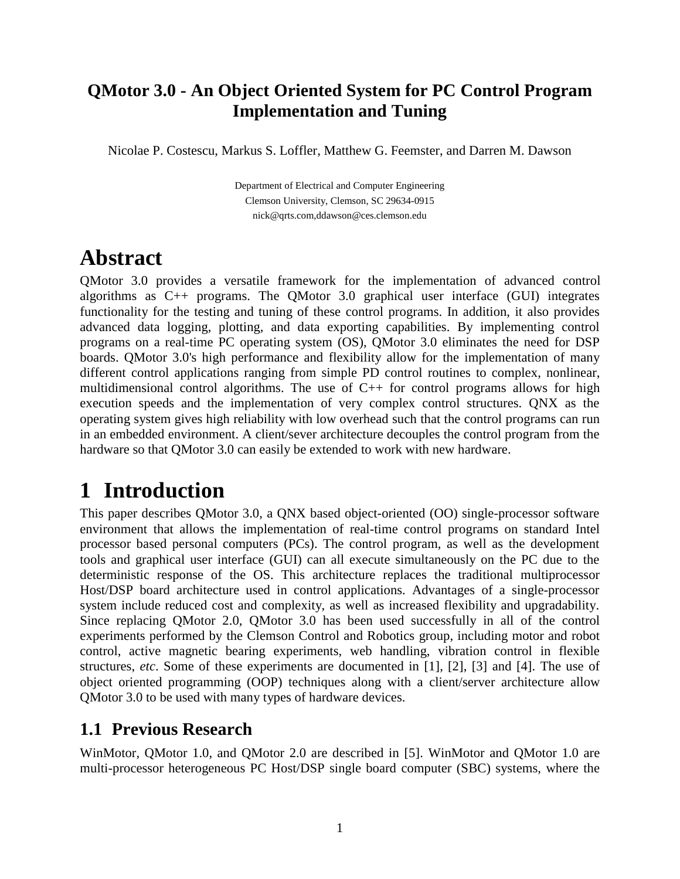# QMotor 3.0 - An Object Oriented System for PC Control Program Implementation and Tuning

Nicolae P. Costescu, Markus S. Loffler, Matthew G. Feemster, and Darren M. Dawson

Department of Electrical and Computer Engineering
Clemson University, Clemson, SC 29634-0915
nick@qrts.com,ddawson@ces.clemson.edu

# Abstract

QMotor 3.0 provides a versatile framework for the implementation of advanced control algorithms as C++ programs. The QMotor 3.0 graphical user interface (GUI) integrates functionality for the testing and tuning of these control programs. In addition, it also provides advanced data logging, plotting, and data exporting capabilities. By implementing control programs on a real-time PC operating system (OS), QMotor 3.0 eliminates the need for DSP boards. QMotor 3.0's high performance and flexibility allow for the implementation of many different control applications ranging from simple PD control routines to complex, nonlinear, multidimensional control algorithms. The use of C++ for control programs allows for high execution speeds and the implementation of very complex control structures. QNX as the operating system gives high reliability with low overhead such that the control programs can run in an embedded environment. A client/sever architecture decouples the control program from the hardware so that QMotor 3.0 can easily be extended to work with new hardware.

# 1 Introduction

This paper describes QMotor 3.0, a QNX based object-oriented (OO) single-processor software environment that allows the implementation of real-time control programs on standard Intel processor based personal computers (PCs). The control program, as well as the development tools and graphical user interface (GUI) can all execute simultaneously on the PC due to the deterministic response of the OS. This architecture replaces the traditional multiprocessor Host/DSP board architecture used in control applications. Advantages of a single-processor system include reduced cost and complexity, as well as increased flexibility and upgradability. Since replacing QMotor 2.0, QMotor 3.0 has been used successfully in all of the control experiments performed by the Clemson Control and Robotics group, including motor and robot control, active magnetic bearing experiments, web handling, vibration control in flexible structures, *etc*. Some of these experiments are documented in [1], [2], [3] and [4]. The use of object oriented programming (OOP) techniques along with a client/server architecture allow QMotor 3.0 to be used with many types of hardware devices.

## 1.1 Previous Research

WinMotor, QMotor 1.0, and QMotor 2.0 are described in [5]. WinMotor and QMotor 1.0 are multi-processor heterogeneous PC Host/DSP single board computer (SBC) systems, where the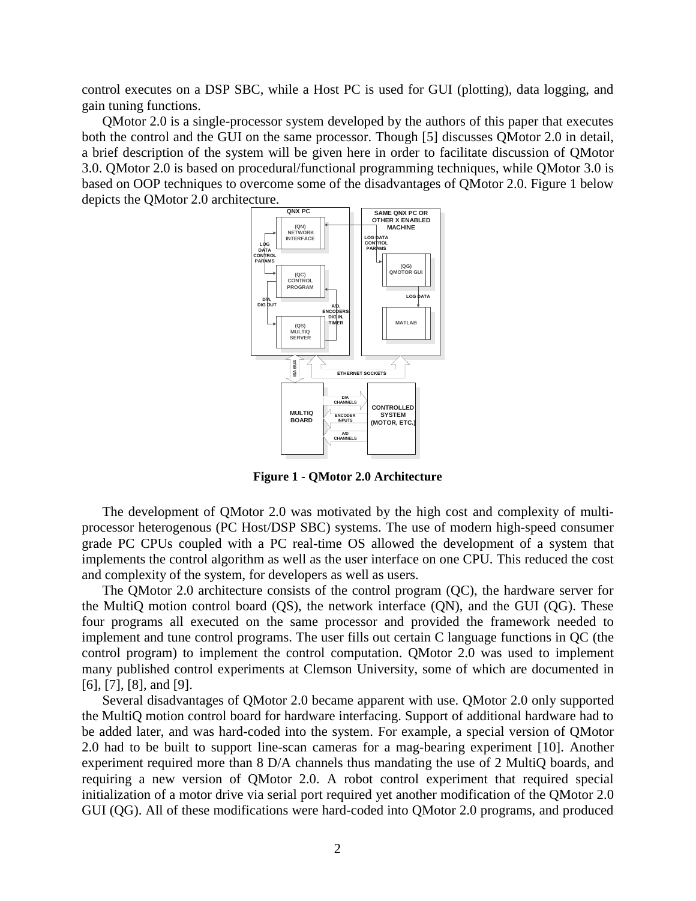control executes on a DSP SBC, while a Host PC is used for GUI (plotting), data logging, and gain tuning functions.

QMotor 2.0 is a single-processor system developed by the authors of this paper that executes both the control and the GUI on the same processor. Though [5] discusses QMotor 2.0 in detail, a brief description of the system will be given here in order to facilitate discussion of QMotor 3.0. QMotor 2.0 is based on procedural/functional programming techniques, while QMotor 3.0 is based on OOP techniques to overcome some of the disadvantages of QMotor 2.0. Figure 1 below depicts the QMotor 2.0 architecture.

QNX PC

(QN) NETWORK INTERFACE

LOG DATA CONTROL PARAMS

(QC) CONTROL PROGRAM

D/A, DIG OUT

A/D, ENCODERS DIG IN, TIMER

(QS) MULTIQ SERVER

SAME QNX PC OR OTHER X ENABLED MACHINE

LOG DATA CONTROL PARAMS

(QG) QMOTOR GUI

LOG DATA

MATLAB

ISA BUS

ETHERNET SOCKETS

MULTIQ BOARD

D/A CHANNELS

ENCODER INPUTS

A/D CHANNELS

CONTROLLED SYSTEM (MOTOR, ETC.)

**Figure 1 - QMotor 2.0 Architecture**

The development of QMotor 2.0 was motivated by the high cost and complexity of multi-processor heterogenous (PC Host/DSP SBC) systems. The use of modern high-speed consumer grade PC CPUs coupled with a PC real-time OS allowed the development of a system that implements the control algorithm as well as the user interface on one CPU. This reduced the cost and complexity of the system, for developers as well as users.

The QMotor 2.0 architecture consists of the control program (QC), the hardware server for the MultiQ motion control board (QS), the network interface (QN), and the GUI (QG). These four programs all executed on the same processor and provided the framework needed to implement and tune control programs. The user fills out certain C language functions in QC (the control program) to implement the control computation. QMotor 2.0 was used to implement many published control experiments at Clemson University, some of which are documented in [6], [7], [8], and [9].

Several disadvantages of QMotor 2.0 became apparent with use. QMotor 2.0 only supported the MultiQ motion control board for hardware interfacing. Support of additional hardware had to be added later, and was hard-coded into the system. For example, a special version of QMotor 2.0 had to be built to support line-scan cameras for a mag-bearing experiment [10]. Another experiment required more than 8 D/A channels thus mandating the use of 2 MultiQ boards, and requiring a new version of QMotor 2.0. A robot control experiment that required special initialization of a motor drive via serial port required yet another modification of the QMotor 2.0 GUI (QG). All of these modifications were hard-coded into QMotor 2.0 programs, and produced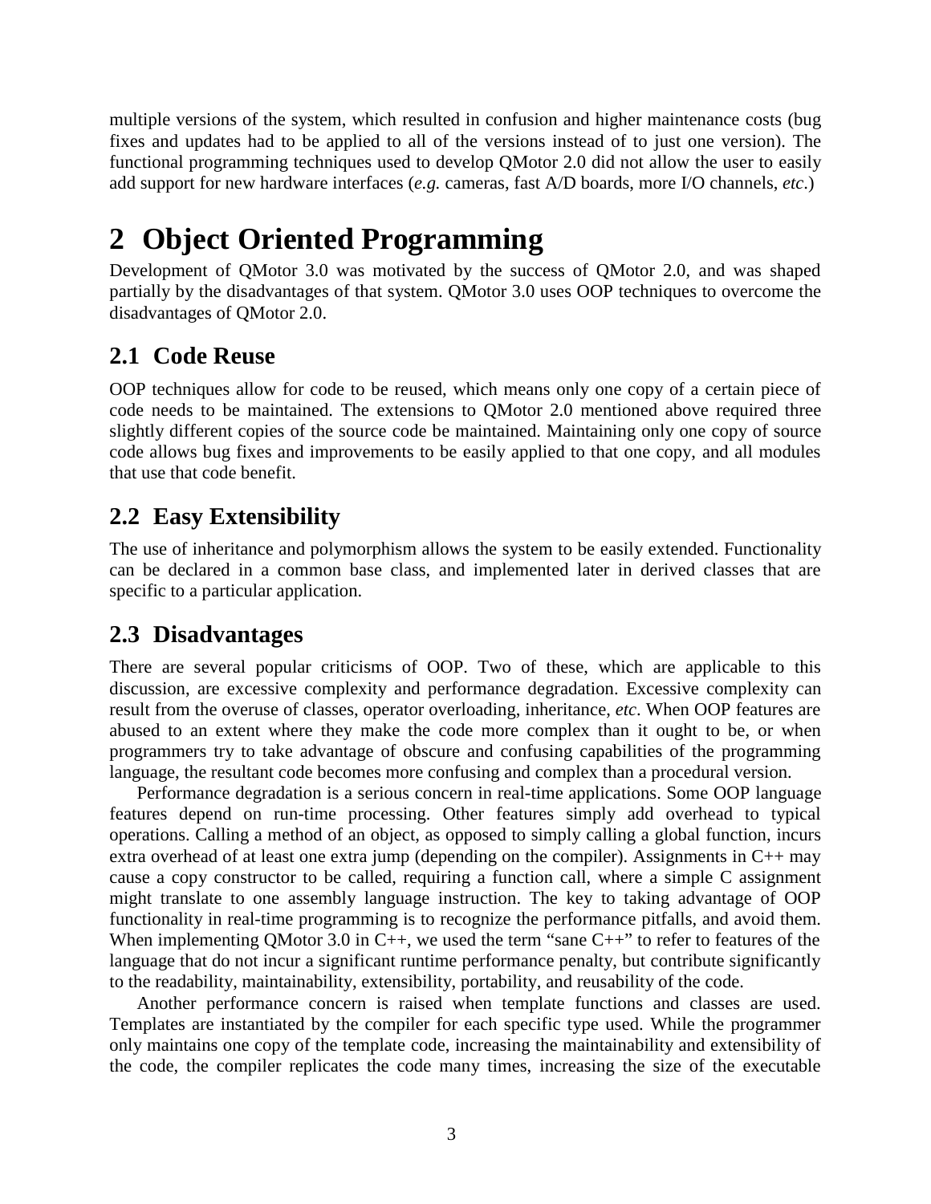multiple versions of the system, which resulted in confusion and higher maintenance costs (bug fixes and updates had to be applied to all of the versions instead of to just one version). The functional programming techniques used to develop QMotor 2.0 did not allow the user to easily add support for new hardware interfaces (*e.g.* cameras, fast A/D boards, more I/O channels, *etc*.)

# 2 Object Oriented Programming

Development of QMotor 3.0 was motivated by the success of QMotor 2.0, and was shaped partially by the disadvantages of that system. QMotor 3.0 uses OOP techniques to overcome the disadvantages of QMotor 2.0.

## 2.1 Code Reuse

OOP techniques allow for code to be reused, which means only one copy of a certain piece of code needs to be maintained. The extensions to QMotor 2.0 mentioned above required three slightly different copies of the source code be maintained. Maintaining only one copy of source code allows bug fixes and improvements to be easily applied to that one copy, and all modules that use that code benefit.

## 2.2 Easy Extensibility

The use of inheritance and polymorphism allows the system to be easily extended. Functionality can be declared in a common base class, and implemented later in derived classes that are specific to a particular application.

## 2.3 Disadvantages

There are several popular criticisms of OOP. Two of these, which are applicable to this discussion, are excessive complexity and performance degradation. Excessive complexity can result from the overuse of classes, operator overloading, inheritance, *etc*. When OOP features are abused to an extent where they make the code more complex than it ought to be, or when programmers try to take advantage of obscure and confusing capabilities of the programming language, the resultant code becomes more confusing and complex than a procedural version.

Performance degradation is a serious concern in real-time applications. Some OOP language features depend on run-time processing. Other features simply add overhead to typical operations. Calling a method of an object, as opposed to simply calling a global function, incurs extra overhead of at least one extra jump (depending on the compiler). Assignments in C++ may cause a copy constructor to be called, requiring a function call, where a simple C assignment might translate to one assembly language instruction. The key to taking advantage of OOP functionality in real-time programming is to recognize the performance pitfalls, and avoid them. When implementing QMotor 3.0 in C++, we used the term "sane C++" to refer to features of the language that do not incur a significant runtime performance penalty, but contribute significantly to the readability, maintainability, extensibility, portability, and reusability of the code.

Another performance concern is raised when template functions and classes are used. Templates are instantiated by the compiler for each specific type used. While the programmer only maintains one copy of the template code, increasing the maintainability and extensibility of the code, the compiler replicates the code many times, increasing the size of the executable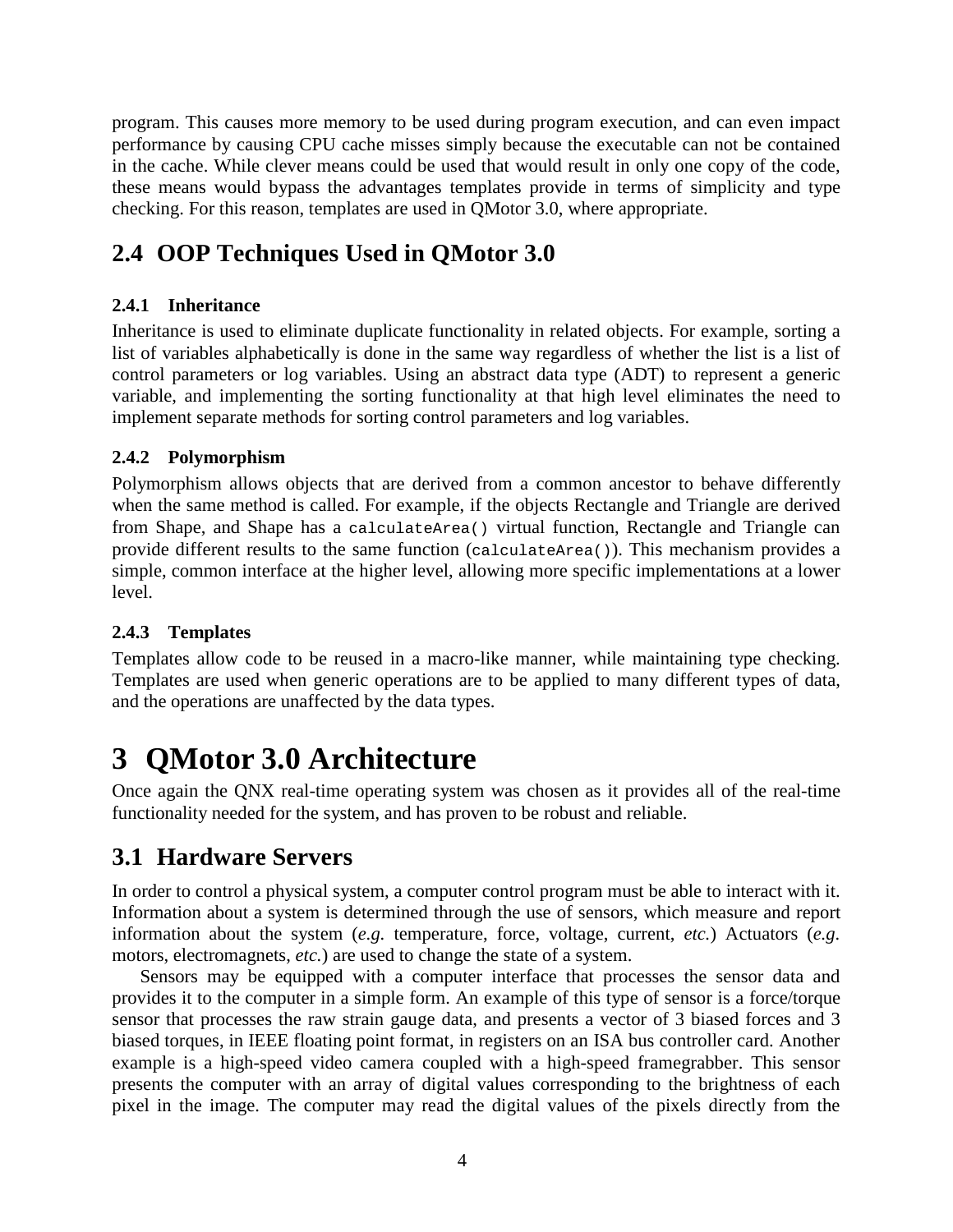program. This causes more memory to be used during program execution, and can even impact performance by causing CPU cache misses simply because the executable can not be contained in the cache. While clever means could be used that would result in only one copy of the code, these means would bypass the advantages templates provide in terms of simplicity and type checking. For this reason, templates are used in QMotor 3.0, where appropriate.

## 2.4 OOP Techniques Used in QMotor 3.0

### 2.4.1 Inheritance

Inheritance is used to eliminate duplicate functionality in related objects. For example, sorting a list of variables alphabetically is done in the same way regardless of whether the list is a list of control parameters or log variables. Using an abstract data type (ADT) to represent a generic variable, and implementing the sorting functionality at that high level eliminates the need to implement separate methods for sorting control parameters and log variables.

### 2.4.2 Polymorphism

Polymorphism allows objects that are derived from a common ancestor to behave differently when the same method is called. For example, if the objects Rectangle and Triangle are derived from Shape, and Shape has a `calculateArea()` virtual function, Rectangle and Triangle can provide different results to the same function (`calculateArea()`). This mechanism provides a simple, common interface at the higher level, allowing more specific implementations at a lower level.

### 2.4.3 Templates

Templates allow code to be reused in a macro-like manner, while maintaining type checking. Templates are used when generic operations are to be applied to many different types of data, and the operations are unaffected by the data types.

# 3 QMotor 3.0 Architecture

Once again the QNX real-time operating system was chosen as it provides all of the real-time functionality needed for the system, and has proven to be robust and reliable.

## 3.1 Hardware Servers

In order to control a physical system, a computer control program must be able to interact with it. Information about a system is determined through the use of sensors, which measure and report information about the system (*e.g.* temperature, force, voltage, current, *etc.*) Actuators (*e.g.* motors, electromagnets, *etc.*) are used to change the state of a system.

Sensors may be equipped with a computer interface that processes the sensor data and provides it to the computer in a simple form. An example of this type of sensor is a force/torque sensor that processes the raw strain gauge data, and presents a vector of 3 biased forces and 3 biased torques, in IEEE floating point format, in registers on an ISA bus controller card. Another example is a high-speed video camera coupled with a high-speed framegrabber. This sensor presents the computer with an array of digital values corresponding to the brightness of each pixel in the image. The computer may read the digital values of the pixels directly from the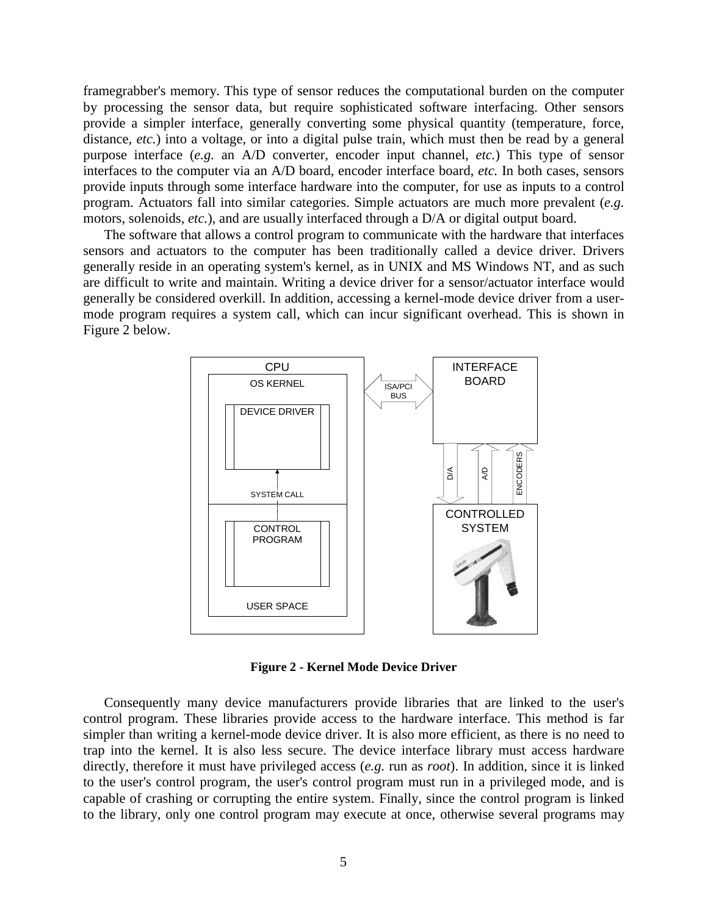framegrabber's memory. This type of sensor reduces the computational burden on the computer by processing the sensor data, but require sophisticated software interfacing. Other sensors provide a simpler interface, generally converting some physical quantity (temperature, force, distance, *etc.*) into a voltage, or into a digital pulse train, which must then be read by a general purpose interface (*e.g.* an A/D converter, encoder input channel, *etc.*) This type of sensor interfaces to the computer via an A/D board, encoder interface board, *etc.* In both cases, sensors provide inputs through some interface hardware into the computer, for use as inputs to a control program. Actuators fall into similar categories. Simple actuators are much more prevalent (*e.g.* motors, solenoids, *etc.*), and are usually interfaced through a D/A or digital output board.

The software that allows a control program to communicate with the hardware that interfaces sensors and actuators to the computer has been traditionally called a device driver. Drivers generally reside in an operating system's kernel, as in UNIX and MS Windows NT, and as such are difficult to write and maintain. Writing a device driver for a sensor/actuator interface would generally be considered overkill. In addition, accessing a kernel-mode device driver from a user-mode program requires a system call, which can incur significant overhead. This is shown in Figure 2 below.

CPU
OS KERNEL
DEVICE DRIVER
SYSTEM CALL
CONTROL PROGRAM
USER SPACE
ISA/PCI BUS
INTERFACE BOARD
D/A
A/D
ENCODERS
CONTROLLED SYSTEM

**Figure 2 - Kernel Mode Device Driver**

Consequently many device manufacturers provide libraries that are linked to the user's control program. These libraries provide access to the hardware interface. This method is far simpler than writing a kernel-mode device driver. It is also more efficient, as there is no need to trap into the kernel. It is also less secure. The device interface library must access hardware directly, therefore it must have privileged access (*e.g.* run as *root*). In addition, since it is linked to the user's control program, the user's control program must run in a privileged mode, and is capable of crashing or corrupting the entire system. Finally, since the control program is linked to the library, only one control program may execute at once, otherwise several programs may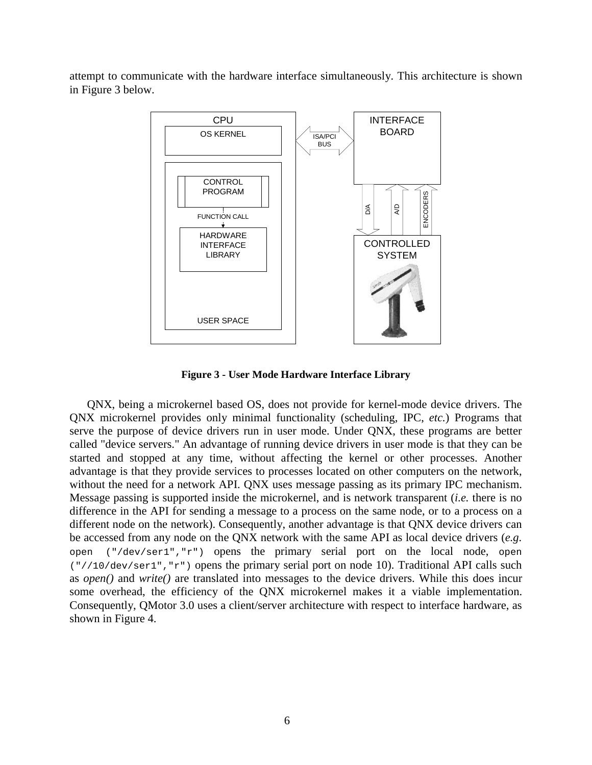attempt to communicate with the hardware interface simultaneously. This architecture is shown in Figure 3 below.

CPU
OS KERNEL
ISA/PCI BUS
INTERFACE BOARD
CONTROL PROGRAM
FUNCTION CALL
HARDWARE INTERFACE LIBRARY
USER SPACE
D/A
A/D
ENCODERS
CONTROLLED SYSTEM

**Figure 3 - User Mode Hardware Interface Library**

QNX, being a microkernel based OS, does not provide for kernel-mode device drivers. The QNX microkernel provides only minimal functionality (scheduling, IPC, *etc.*) Programs that serve the purpose of device drivers run in user mode. Under QNX, these programs are better called "device servers." An advantage of running device drivers in user mode is that they can be started and stopped at any time, without affecting the kernel or other processes. Another advantage is that they provide services to processes located on other computers on the network, without the need for a network API. QNX uses message passing as its primary IPC mechanism. Message passing is supported inside the microkernel, and is network transparent (*i.e.* there is no difference in the API for sending a message to a process on the same node, or to a process on a different node on the network). Consequently, another advantage is that QNX device drivers can be accessed from any node on the QNX network with the same API as local device drivers (*e.g.* `open ("/dev/ser1","r")` opens the primary serial port on the local node, `open ("//10/dev/ser1","r")` opens the primary serial port on node 10). Traditional API calls such as *open()* and *write()* are translated into messages to the device drivers. While this does incur some overhead, the efficiency of the QNX microkernel makes it a viable implementation. Consequently, QMotor 3.0 uses a client/server architecture with respect to interface hardware, as shown in Figure 4.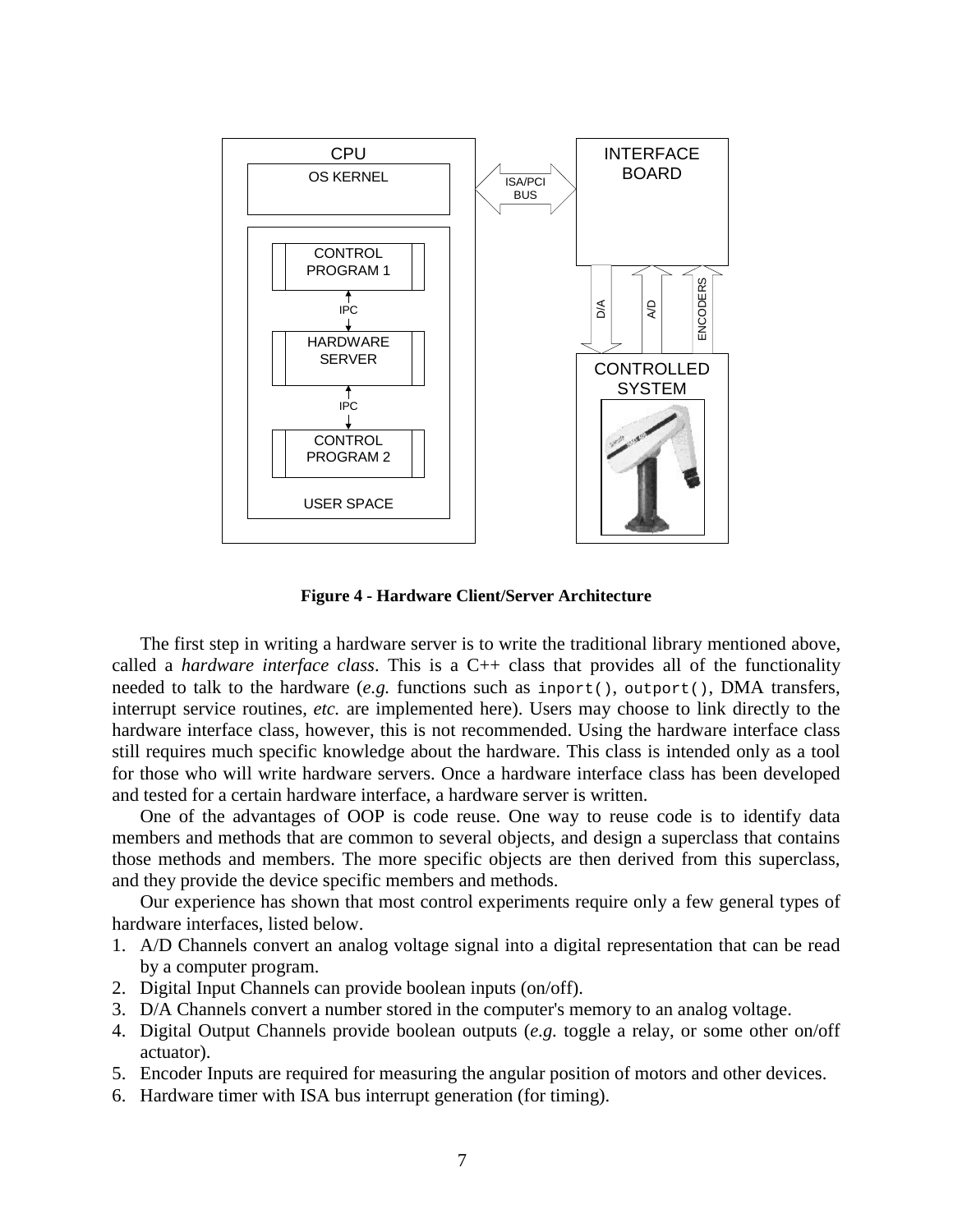CPU

OS KERNEL

CONTROL PROGRAM 1

IPC

HARDWARE SERVER

IPC

CONTROL PROGRAM 2

USER SPACE

ISA/PCI BUS

INTERFACE BOARD

D/A

A/D

ENCODERS

CONTROLLED SYSTEM

**Figure 4 - Hardware Client/Server Architecture**

The first step in writing a hardware server is to write the traditional library mentioned above, called a *hardware interface class*. This is a C++ class that provides all of the functionality needed to talk to the hardware (*e.g.* functions such as `inport()`, `outport()`, DMA transfers, interrupt service routines, *etc.* are implemented here). Users may choose to link directly to the hardware interface class, however, this is not recommended. Using the hardware interface class still requires much specific knowledge about the hardware. This class is intended only as a tool for those who will write hardware servers. Once a hardware interface class has been developed and tested for a certain hardware interface, a hardware server is written.

One of the advantages of OOP is code reuse. One way to reuse code is to identify data members and methods that are common to several objects, and design a superclass that contains those methods and members. The more specific objects are then derived from this superclass, and they provide the device specific members and methods.

Our experience has shown that most control experiments require only a few general types of hardware interfaces, listed below.

1. A/D Channels convert an analog voltage signal into a digital representation that can be read by a computer program.
2. Digital Input Channels can provide boolean inputs (on/off).
3. D/A Channels convert a number stored in the computer's memory to an analog voltage.
4. Digital Output Channels provide boolean outputs (*e.g.* toggle a relay, or some other on/off actuator).
5. Encoder Inputs are required for measuring the angular position of motors and other devices.
6. Hardware timer with ISA bus interrupt generation (for timing).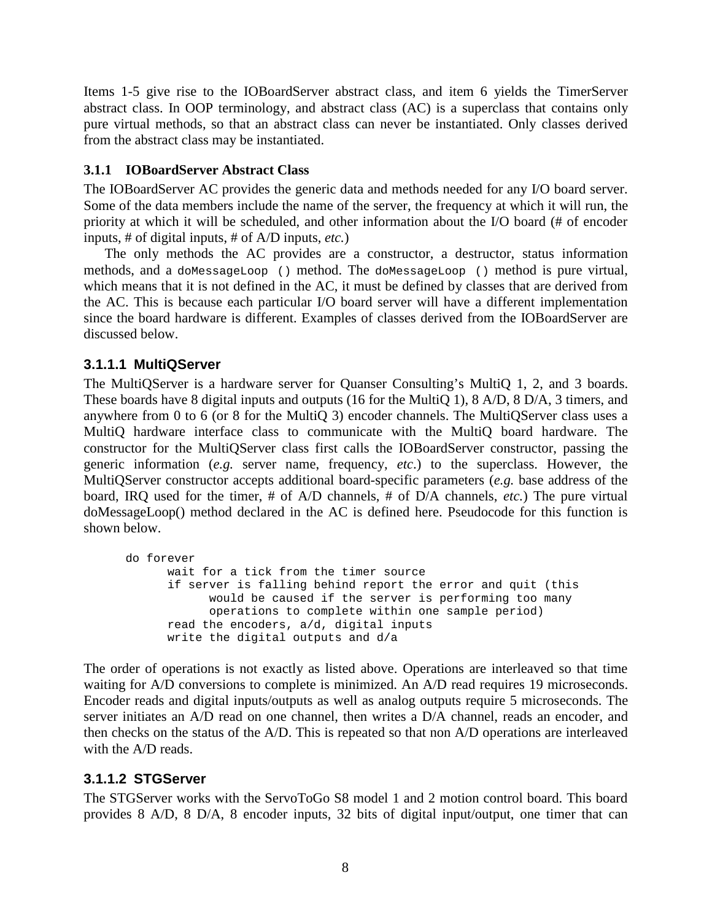Items 1-5 give rise to the IOBoardServer abstract class, and item 6 yields the TimerServer abstract class. In OOP terminology, and abstract class (AC) is a superclass that contains only pure virtual methods, so that an abstract class can never be instantiated. Only classes derived from the abstract class may be instantiated.

### 3.1.1 IOBoardServer Abstract Class

The IOBoardServer AC provides the generic data and methods needed for any I/O board server. Some of the data members include the name of the server, the frequency at which it will run, the priority at which it will be scheduled, and other information about the I/O board (# of encoder inputs, # of digital inputs, # of A/D inputs, *etc.*)

The only methods the AC provides are a constructor, a destructor, status information methods, and a `doMessageLoop ()` method. The `doMessageLoop ()` method is pure virtual, which means that it is not defined in the AC, it must be defined by classes that are derived from the AC. This is because each particular I/O board server will have a different implementation since the board hardware is different. Examples of classes derived from the IOBoardServer are discussed below.

#### 3.1.1.1 MultiQServer

The MultiQServer is a hardware server for Quanser Consulting's MultiQ 1, 2, and 3 boards. These boards have 8 digital inputs and outputs (16 for the MultiQ 1), 8 A/D, 8 D/A, 3 timers, and anywhere from 0 to 6 (or 8 for the MultiQ 3) encoder channels. The MultiQServer class uses a MultiQ hardware interface class to communicate with the MultiQ board hardware. The constructor for the MultiQServer class first calls the IOBoardServer constructor, passing the generic information (*e.g.* server name, frequency, *etc.*) to the superclass. However, the MultiQServer constructor accepts additional board-specific parameters (*e.g.* base address of the board, IRQ used for the timer, # of A/D channels, # of D/A channels, *etc.*) The pure virtual doMessageLoop() method declared in the AC is defined here. Pseudocode for this function is shown below.

```
do forever
      wait for a tick from the timer source
      if server is falling behind report the error and quit (this
            would be caused if the server is performing too many
            operations to complete within one sample period)
      read the encoders, a/d, digital inputs
      write the digital outputs and d/a
```

The order of operations is not exactly as listed above. Operations are interleaved so that time waiting for A/D conversions to complete is minimized. An A/D read requires 19 microseconds. Encoder reads and digital inputs/outputs as well as analog outputs require 5 microseconds. The server initiates an A/D read on one channel, then writes a D/A channel, reads an encoder, and then checks on the status of the A/D. This is repeated so that non A/D operations are interleaved with the A/D reads.

#### 3.1.1.2 STGServer

The STGServer works with the ServoToGo S8 model 1 and 2 motion control board. This board provides 8 A/D, 8 D/A, 8 encoder inputs, 32 bits of digital input/output, one timer that can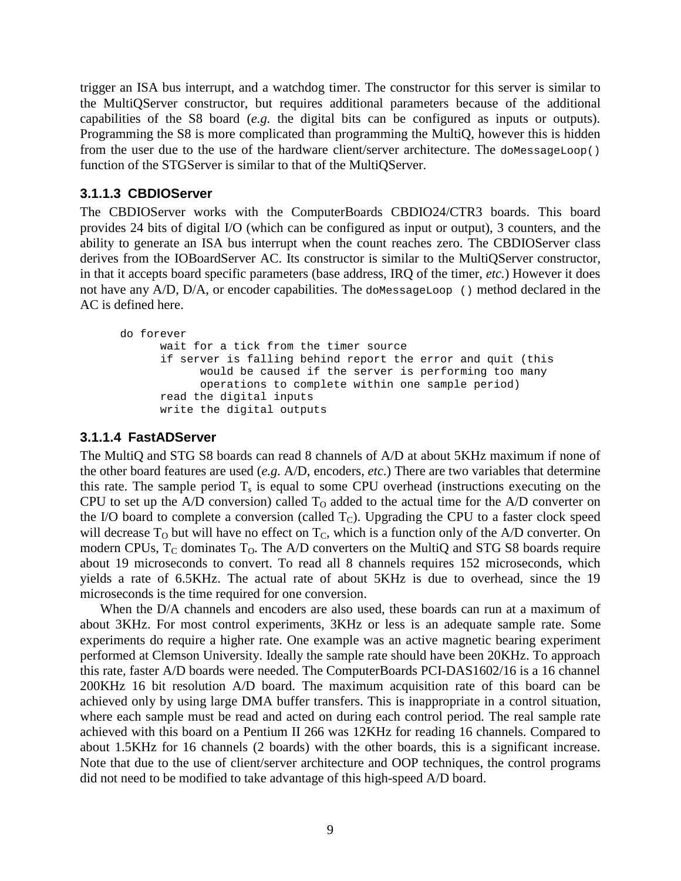trigger an ISA bus interrupt, and a watchdog timer. The constructor for this server is similar to the MultiQServer constructor, but requires additional parameters because of the additional capabilities of the S8 board (*e.g.* the digital bits can be configured as inputs or outputs). Programming the S8 is more complicated than programming the MultiQ, however this is hidden from the user due to the use of the hardware client/server architecture. The `doMessageLoop()` function of the STGServer is similar to that of the MultiQServer.

#### 3.1.1.3 CBDIOServer

The CBDIOServer works with the ComputerBoards CBDIO24/CTR3 boards. This board provides 24 bits of digital I/O (which can be configured as input or output), 3 counters, and the ability to generate an ISA bus interrupt when the count reaches zero. The CBDIOServer class derives from the IOBoardServer AC. Its constructor is similar to the MultiQServer constructor, in that it accepts board specific parameters (base address, IRQ of the timer, *etc.*) However it does not have any A/D, D/A, or encoder capabilities. The `doMessageLoop ()` method declared in the AC is defined here.

```
do forever
      wait for a tick from the timer source
      if server is falling behind report the error and quit (this
            would be caused if the server is performing too many
            operations to complete within one sample period)
      read the digital inputs
      write the digital outputs
```

#### 3.1.1.4 FastADServer

The MultiQ and STG S8 boards can read 8 channels of A/D at about 5KHz maximum if none of the other board features are used (*e.g.* A/D, encoders, *etc.*) There are two variables that determine this rate. The sample period $T_s$ is equal to some CPU overhead (instructions executing on the CPU to set up the A/D conversion) called $T_O$ added to the actual time for the A/D converter on the I/O board to complete a conversion (called $T_C$). Upgrading the CPU to a faster clock speed will decrease $T_O$ but will have no effect on $T_C$, which is a function only of the A/D converter. On modern CPUs, $T_C$ dominates $T_O$. The A/D converters on the MultiQ and STG S8 boards require about 19 microseconds to convert. To read all 8 channels requires 152 microseconds, which yields a rate of 6.5KHz. The actual rate of about 5KHz is due to overhead, since the 19 microseconds is the time required for one conversion.

When the D/A channels and encoders are also used, these boards can run at a maximum of about 3KHz. For most control experiments, 3KHz or less is an adequate sample rate. Some experiments do require a higher rate. One example was an active magnetic bearing experiment performed at Clemson University. Ideally the sample rate should have been 20KHz. To approach this rate, faster A/D boards were needed. The ComputerBoards PCI-DAS1602/16 is a 16 channel 200KHz 16 bit resolution A/D board. The maximum acquisition rate of this board can be achieved only by using large DMA buffer transfers. This is inappropriate in a control situation, where each sample must be read and acted on during each control period. The real sample rate achieved with this board on a Pentium II 266 was 12KHz for reading 16 channels. Compared to about 1.5KHz for 16 channels (2 boards) with the other boards, this is a significant increase. Note that due to the use of client/server architecture and OOP techniques, the control programs did not need to be modified to take advantage of this high-speed A/D board.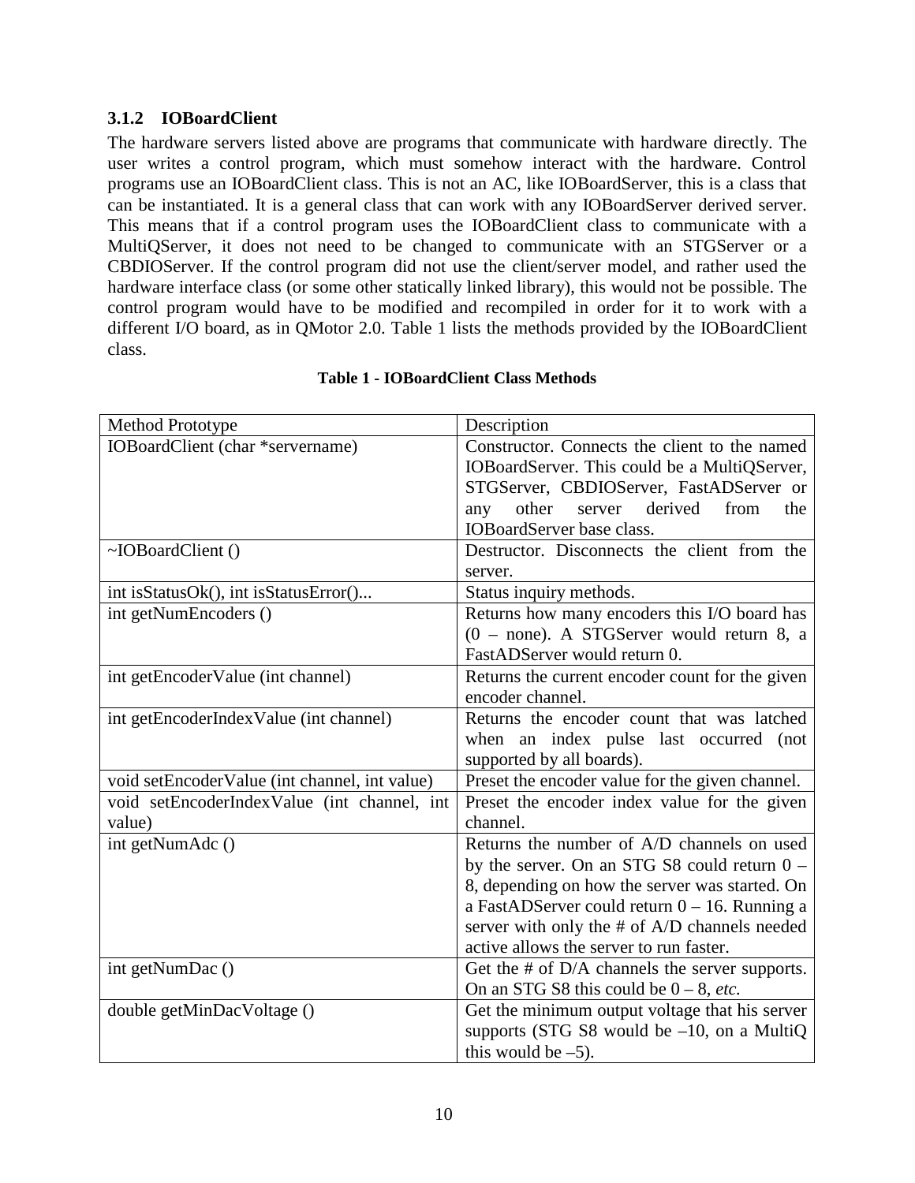### 3.1.2 IOBoardClient

The hardware servers listed above are programs that communicate with hardware directly. The user writes a control program, which must somehow interact with the hardware. Control programs use an IOBoardClient class. This is not an AC, like IOBoardServer, this is a class that can be instantiated. It is a general class that can work with any IOBoardServer derived server. This means that if a control program uses the IOBoardClient class to communicate with a MultiQServer, it does not need to be changed to communicate with an STGServer or a CBDIOServer. If the control program did not use the client/server model, and rather used the hardware interface class (or some other statically linked library), this would not be possible. The control program would have to be modified and recompiled in order for it to work with a different I/O board, as in QMotor 2.0. Table 1 lists the methods provided by the IOBoardClient class.

**Table 1 - IOBoardClient Class Methods**

| Method Prototype | Description |
|---|---|
| IOBoardClient (char *servername) | Constructor. Connects the client to the named IOBoardServer. This could be a MultiQServer, STGServer, CBDIOServer, FastADServer or any other server derived from the IOBoardServer base class. |
| ~IOBoardClient () | Destructor. Disconnects the client from the server. |
| int isStatusOk(), int isStatusError()... | Status inquiry methods. |
| int getNumEncoders () | Returns how many encoders this I/O board has (0 – none). A STGServer would return 8, a FastADServer would return 0. |
| int getEncoderValue (int channel) | Returns the current encoder count for the given encoder channel. |
| int getEncoderIndexValue (int channel) | Returns the encoder count that was latched when an index pulse last occurred (not supported by all boards). |
| void setEncoderValue (int channel, int value) | Preset the encoder value for the given channel. |
| void setEncoderIndexValue (int channel, int value) | Preset the encoder index value for the given channel. |
| int getNumAdc () | Returns the number of A/D channels on used by the server. On an STG S8 could return 0 – 8, depending on how the server was started. On a FastADServer could return 0 – 16. Running a server with only the # of A/D channels needed active allows the server to run faster. |
| int getNumDac () | Get the # of D/A channels the server supports. On an STG S8 this could be 0 – 8, *etc.* |
| double getMinDacVoltage () | Get the minimum output voltage that his server supports (STG S8 would be –10, on a MultiQ this would be –5). |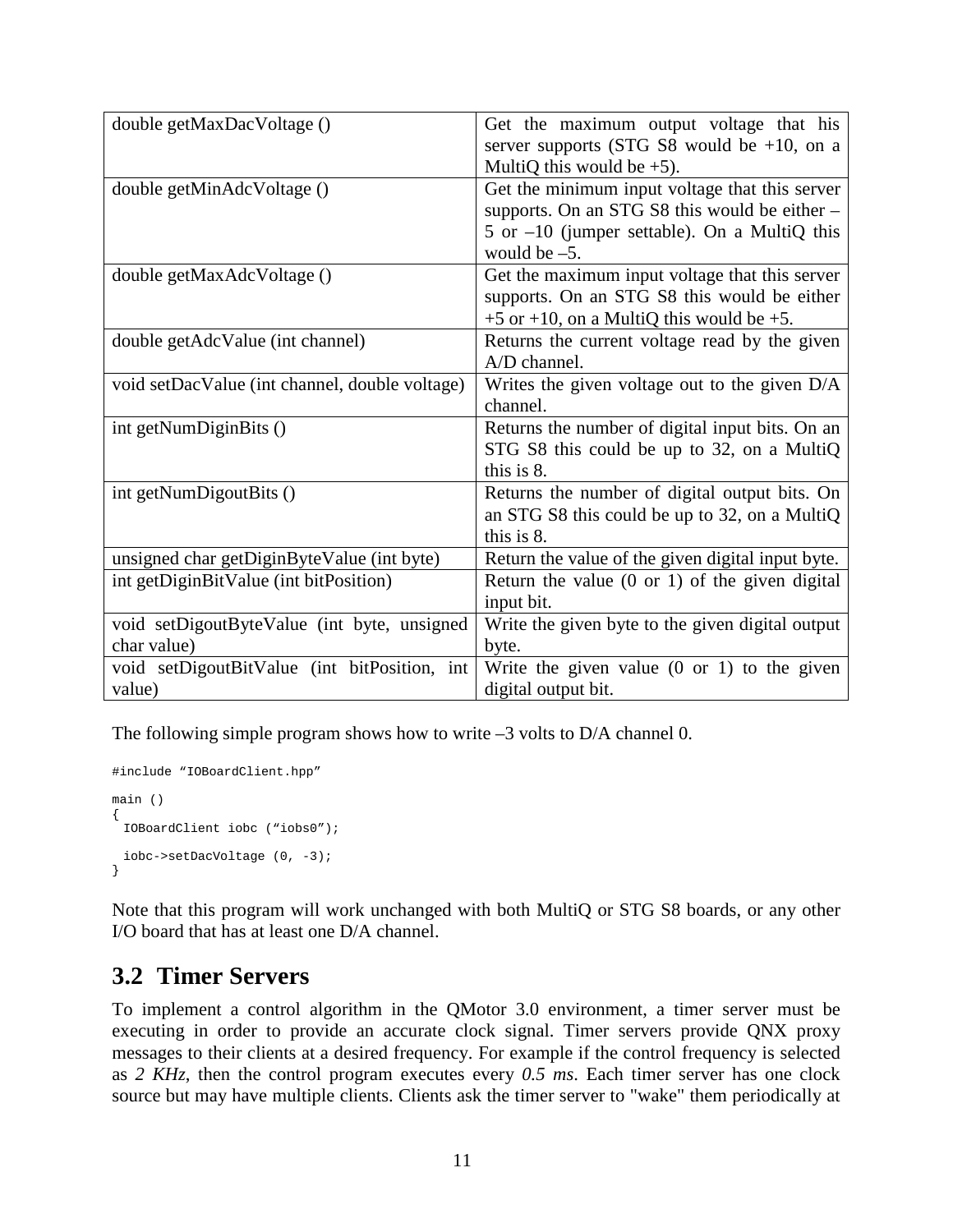| | |
|---|---|
| double getMaxDacVoltage () | Get the maximum output voltage that his server supports (STG S8 would be +10, on a MultiQ this would be +5). |
| double getMinAdcVoltage () | Get the minimum input voltage that this server supports. On an STG S8 this would be either –5 or –10 (jumper settable). On a MultiQ this would be –5. |
| double getMaxAdcVoltage () | Get the maximum input voltage that this server supports. On an STG S8 this would be either +5 or +10, on a MultiQ this would be +5. |
| double getAdcValue (int channel) | Returns the current voltage read by the given A/D channel. |
| void setDacValue (int channel, double voltage) | Writes the given voltage out to the given D/A channel. |
| int getNumDiginBits () | Returns the number of digital input bits. On an STG S8 this could be up to 32, on a MultiQ this is 8. |
| int getNumDigoutBits () | Returns the number of digital output bits. On an STG S8 this could be up to 32, on a MultiQ this is 8. |
| unsigned char getDiginByteValue (int byte) | Return the value of the given digital input byte. |
| int getDiginBitValue (int bitPosition) | Return the value (0 or 1) of the given digital input bit. |
| void setDigoutByteValue (int byte, unsigned char value) | Write the given byte to the given digital output byte. |
| void setDigoutBitValue (int bitPosition, int value) | Write the given value (0 or 1) to the given digital output bit. |

The following simple program shows how to write –3 volts to D/A channel 0.

```
#include "IOBoardClient.hpp"

main ()
{
  IOBoardClient iobc ("iobs0");

  iobc->setDacVoltage (0, -3);
}
```

Note that this program will work unchanged with both MultiQ or STG S8 boards, or any other I/O board that has at least one D/A channel.

## 3.2 Timer Servers

To implement a control algorithm in the QMotor 3.0 environment, a timer server must be executing in order to provide an accurate clock signal. Timer servers provide QNX proxy messages to their clients at a desired frequency. For example if the control frequency is selected as *2 KHz*, then the control program executes every *0.5 ms*. Each timer server has one clock source but may have multiple clients. Clients ask the timer server to "wake" them periodically at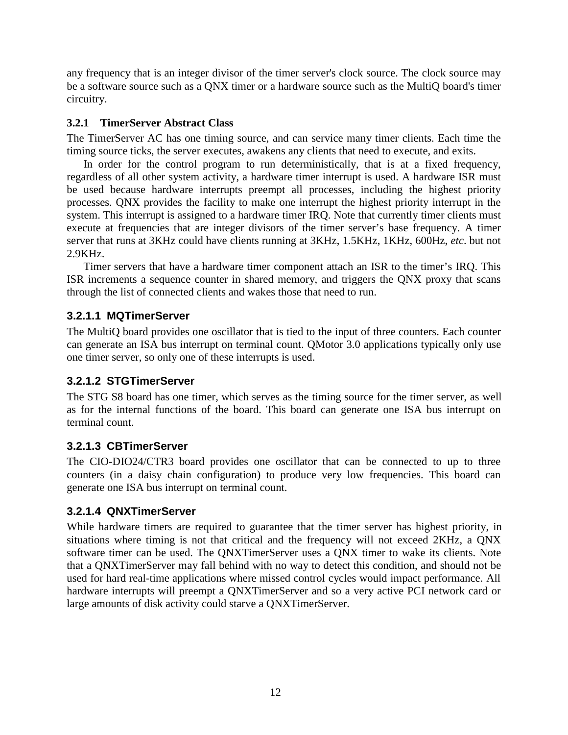any frequency that is an integer divisor of the timer server's clock source. The clock source may be a software source such as a QNX timer or a hardware source such as the MultiQ board's timer circuitry.

### 3.2.1 TimerServer Abstract Class

The TimerServer AC has one timing source, and can service many timer clients. Each time the timing source ticks, the server executes, awakens any clients that need to execute, and exits.

In order for the control program to run deterministically, that is at a fixed frequency, regardless of all other system activity, a hardware timer interrupt is used. A hardware ISR must be used because hardware interrupts preempt all processes, including the highest priority processes. QNX provides the facility to make one interrupt the highest priority interrupt in the system. This interrupt is assigned to a hardware timer IRQ. Note that currently timer clients must execute at frequencies that are integer divisors of the timer server’s base frequency. A timer server that runs at 3KHz could have clients running at 3KHz, 1.5KHz, 1KHz, 600Hz, *etc*. but not 2.9KHz.

Timer servers that have a hardware timer component attach an ISR to the timer’s IRQ. This ISR increments a sequence counter in shared memory, and triggers the QNX proxy that scans through the list of connected clients and wakes those that need to run.

#### 3.2.1.1 MQTimerServer

The MultiQ board provides one oscillator that is tied to the input of three counters. Each counter can generate an ISA bus interrupt on terminal count. QMotor 3.0 applications typically only use one timer server, so only one of these interrupts is used.

#### 3.2.1.2 STGTimerServer

The STG S8 board has one timer, which serves as the timing source for the timer server, as well as for the internal functions of the board. This board can generate one ISA bus interrupt on terminal count.

#### 3.2.1.3 CBTimerServer

The CIO-DIO24/CTR3 board provides one oscillator that can be connected to up to three counters (in a daisy chain configuration) to produce very low frequencies. This board can generate one ISA bus interrupt on terminal count.

#### 3.2.1.4 QNXTimerServer

While hardware timers are required to guarantee that the timer server has highest priority, in situations where timing is not that critical and the frequency will not exceed 2KHz, a QNX software timer can be used. The QNXTimerServer uses a QNX timer to wake its clients. Note that a QNXTimerServer may fall behind with no way to detect this condition, and should not be used for hard real-time applications where missed control cycles would impact performance. All hardware interrupts will preempt a QNXTimerServer and so a very active PCI network card or large amounts of disk activity could starve a QNXTimerServer.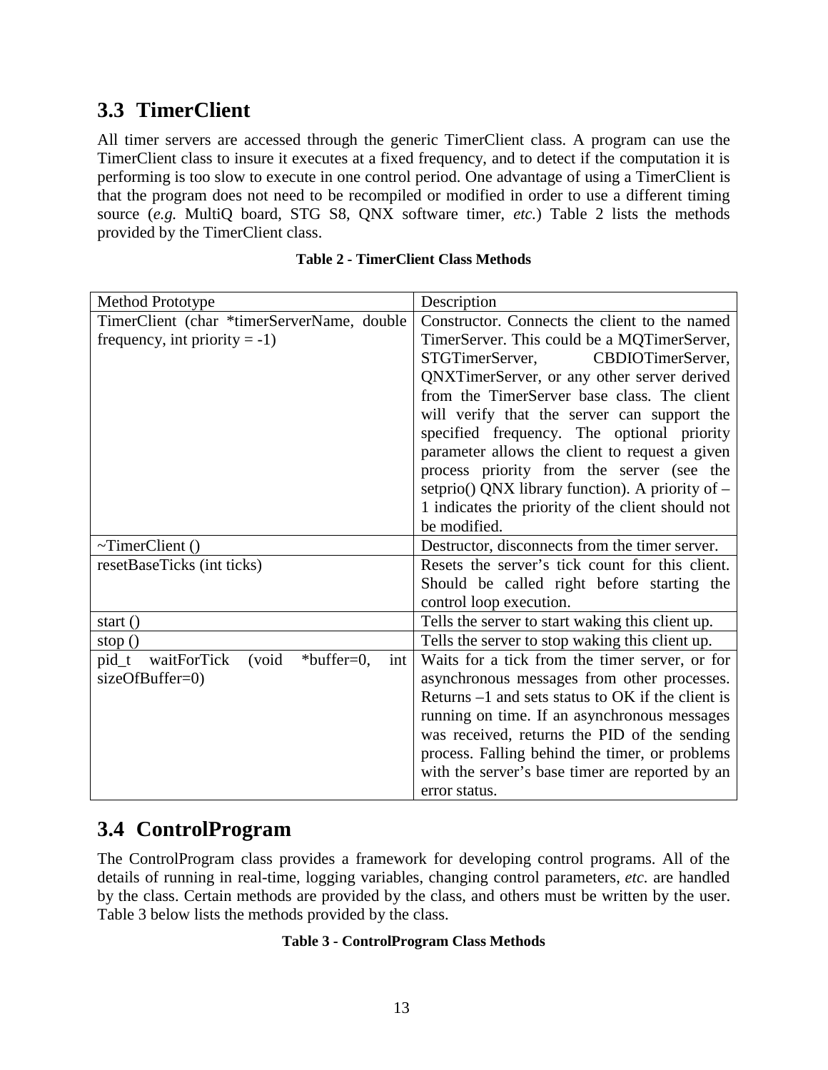## 3.3 TimerClient

All timer servers are accessed through the generic TimerClient class. A program can use the TimerClient class to insure it executes at a fixed frequency, and to detect if the computation it is performing is too slow to execute in one control period. One advantage of using a TimerClient is that the program does not need to be recompiled or modified in order to use a different timing source (*e.g.* MultiQ board, STG S8, QNX software timer, *etc.*) Table 2 lists the methods provided by the TimerClient class.

**Table 2 - TimerClient Class Methods**

| Method Prototype | Description |
| --- | --- |
| TimerClient (char *timerServerName, double frequency, int priority = -1) | Constructor. Connects the client to the named TimerServer. This could be a MQTimerServer, STGTimerServer, CBDIOTimerServer, QNXTimerServer, or any other server derived from the TimerServer base class. The client will verify that the server can support the specified frequency. The optional priority parameter allows the client to request a given process priority from the server (see the setprio() QNX library function). A priority of –1 indicates the priority of the client should not be modified. |
| ~TimerClient () | Destructor, disconnects from the timer server. |
| resetBaseTicks (int ticks) | Resets the server's tick count for this client. Should be called right before starting the control loop execution. |
| start () | Tells the server to start waking this client up. |
| stop () | Tells the server to stop waking this client up. |
| pid_t waitForTick (void *buffer=0, int sizeOfBuffer=0) | Waits for a tick from the timer server, or for asynchronous messages from other processes. Returns –1 and sets status to OK if the client is running on time. If an asynchronous messages was received, returns the PID of the sending process. Falling behind the timer, or problems with the server's base timer are reported by an error status. |

## 3.4 ControlProgram

The ControlProgram class provides a framework for developing control programs. All of the details of running in real-time, logging variables, changing control parameters, *etc.* are handled by the class. Certain methods are provided by the class, and others must be written by the user. Table 3 below lists the methods provided by the class.

**Table 3 - ControlProgram Class Methods**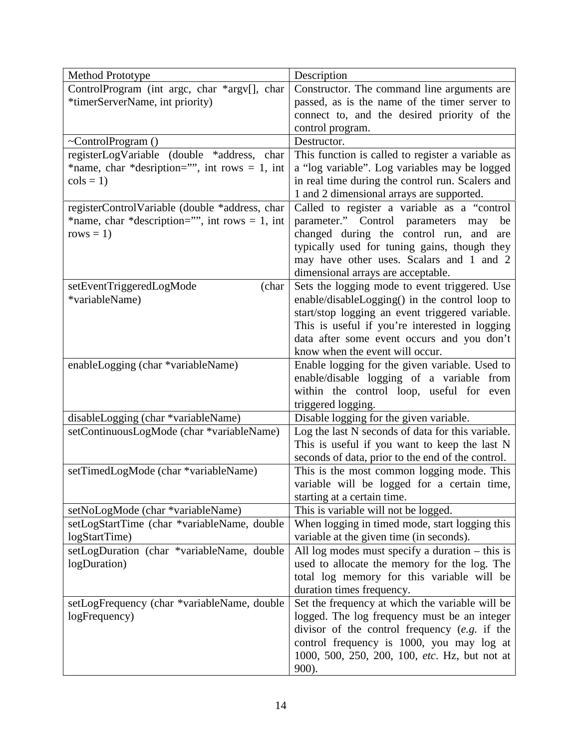| Method Prototype | Description |
|---|---|
| ControlProgram (int argc, char *argv[], char *timerServerName, int priority) | Constructor. The command line arguments are passed, as is the name of the timer server to connect to, and the desired priority of the control program. |
| ~ControlProgram () | Destructor. |
| registerLogVariable (double *address, char *name, char *desription="", int rows = 1, int cols = 1) | This function is called to register a variable as a "log variable". Log variables may be logged in real time during the control run. Scalers and 1 and 2 dimensional arrays are supported. |
| registerControlVariable (double *address, char *name, char *description="", int rows = 1, int rows = 1) | Called to register a variable as a "control parameter." Control parameters may be changed during the control run, and are typically used for tuning gains, though they may have other uses. Scalars and 1 and 2 dimensional arrays are acceptable. |
| setEventTriggeredLogMode (char *variableName) | Sets the logging mode to event triggered. Use enable/disableLogging() in the control loop to start/stop logging an event triggered variable. This is useful if you're interested in logging data after some event occurs and you don't know when the event will occur. |
| enableLogging (char *variableName) | Enable logging for the given variable. Used to enable/disable logging of a variable from within the control loop, useful for even triggered logging. |
| disableLogging (char *variableName) | Disable logging for the given variable. |
| setContinuousLogMode (char *variableName) | Log the last N seconds of data for this variable. This is useful if you want to keep the last N seconds of data, prior to the end of the control. |
| setTimedLogMode (char *variableName) | This is the most common logging mode. This variable will be logged for a certain time, starting at a certain time. |
| setNoLogMode (char *variableName) | This is variable will not be logged. |
| setLogStartTime (char *variableName, double logStartTime) | When logging in timed mode, start logging this variable at the given time (in seconds). |
| setLogDuration (char *variableName, double logDuration) | All log modes must specify a duration – this is used to allocate the memory for the log. The total log memory for this variable will be duration times frequency. |
| setLogFrequency (char *variableName, double logFrequency) | Set the frequency at which the variable will be logged. The log frequency must be an integer divisor of the control frequency (*e.g.* if the control frequency is 1000, you may log at 1000, 500, 250, 200, 100, *etc*. Hz, but not at 900). |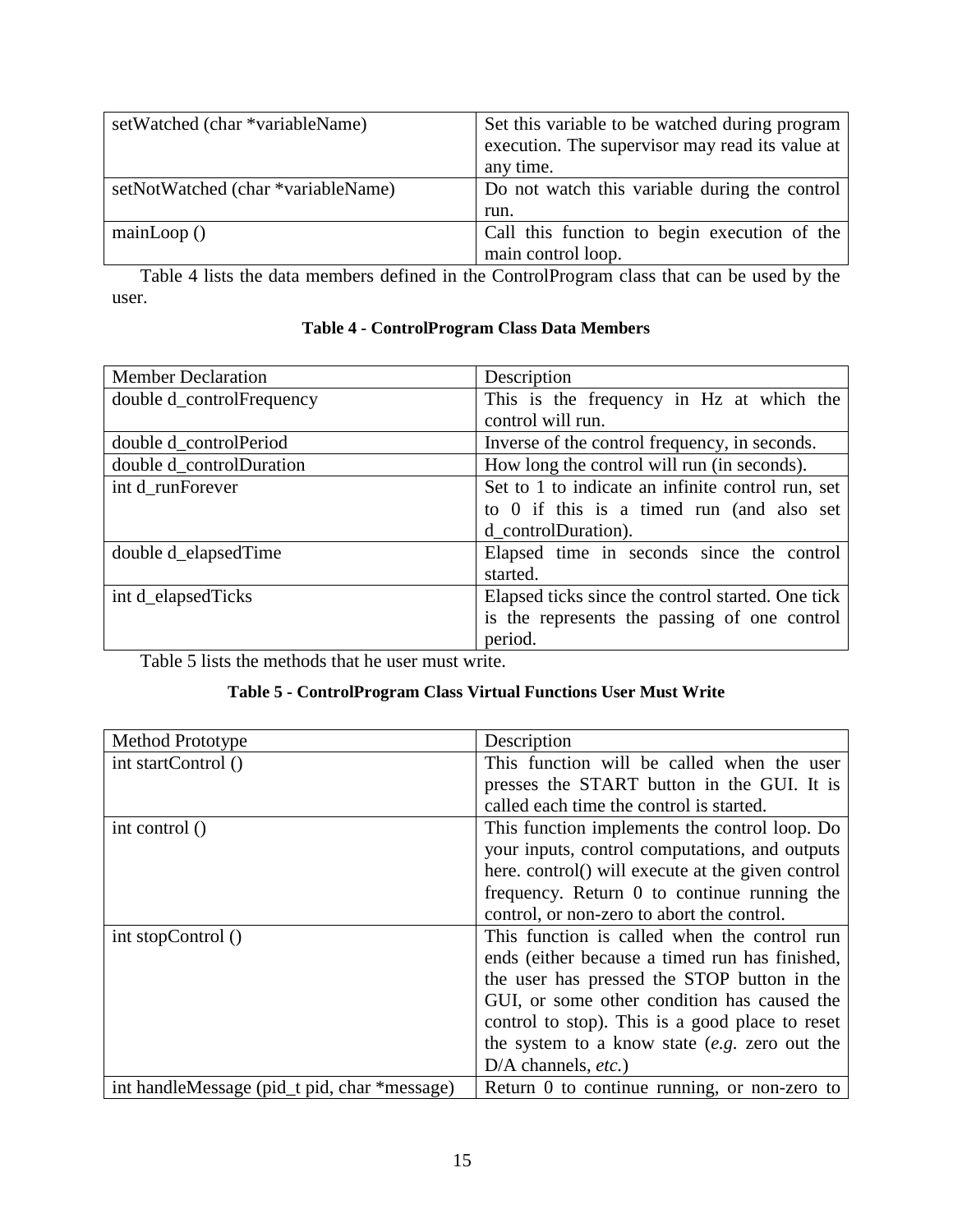| | |
|---|---|
| setWatched (char *variableName) | Set this variable to be watched during program execution. The supervisor may read its value at any time. |
| setNotWatched (char *variableName) | Do not watch this variable during the control run. |
| mainLoop () | Call this function to begin execution of the main control loop. |

Table 4 lists the data members defined in the ControlProgram class that can be used by the user.

**Table 4 - ControlProgram Class Data Members**

| Member Declaration | Description |
|---|---|
| double d_controlFrequency | This is the frequency in Hz at which the control will run. |
| double d_controlPeriod | Inverse of the control frequency, in seconds. |
| double d_controlDuration | How long the control will run (in seconds). |
| int d_runForever | Set to 1 to indicate an infinite control run, set to 0 if this is a timed run (and also set d_controlDuration). |
| double d_elapsedTime | Elapsed time in seconds since the control started. |
| int d_elapsedTicks | Elapsed ticks since the control started. One tick is the represents the passing of one control period. |

Table 5 lists the methods that he user must write.

**Table 5 - ControlProgram Class Virtual Functions User Must Write**

| Method Prototype | Description |
|---|---|
| int startControl () | This function will be called when the user presses the START button in the GUI. It is called each time the control is started. |
| int control () | This function implements the control loop. Do your inputs, control computations, and outputs here. control() will execute at the given control frequency. Return 0 to continue running the control, or non-zero to abort the control. |
| int stopControl () | This function is called when the control run ends (either because a timed run has finished, the user has pressed the STOP button in the GUI, or some other condition has caused the control to stop). This is a good place to reset the system to a know state (*e.g.* zero out the D/A channels, *etc.*) |
| int handleMessage (pid_t pid, char *message) | Return 0 to continue running, or non-zero to |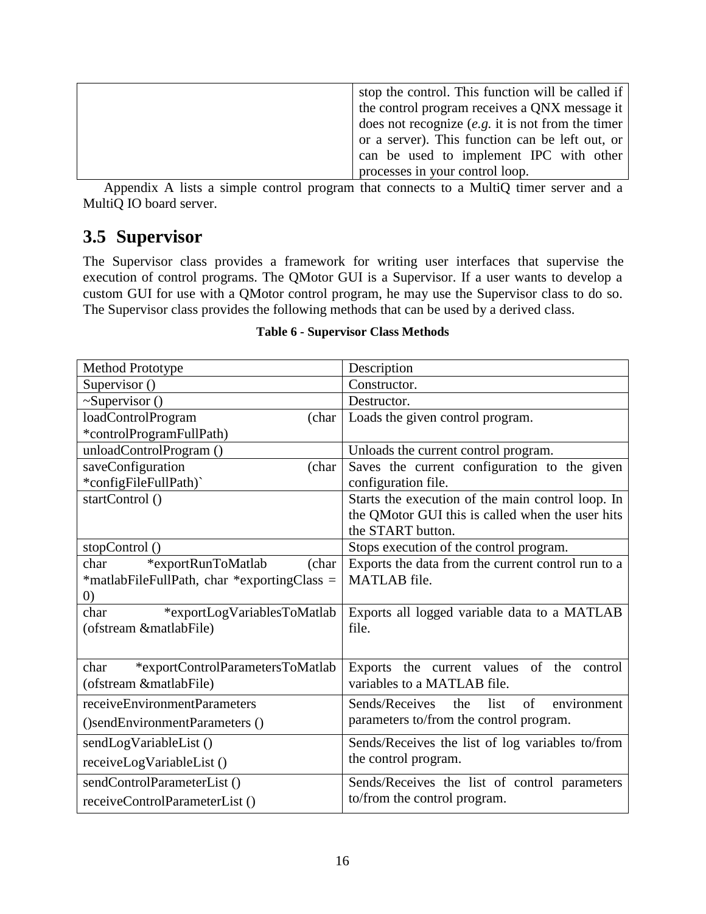| | |
|---|---|
| | stop the control. This function will be called if the control program receives a QNX message it does not recognize (*e.g.* it is not from the timer or a server). This function can be left out, or can be used to implement IPC with other processes in your control loop. |

Appendix A lists a simple control program that connects to a MultiQ timer server and a MultiQ IO board server.

## 3.5 Supervisor

The Supervisor class provides a framework for writing user interfaces that supervise the execution of control programs. The QMotor GUI is a Supervisor. If a user wants to develop a custom GUI for use with a QMotor control program, he may use the Supervisor class to do so. The Supervisor class provides the following methods that can be used by a derived class.

**Table 6 - Supervisor Class Methods**

| Method Prototype | Description |
|---|---|
| Supervisor () | Constructor. |
| ~Supervisor () | Destructor. |
| loadControlProgram (char *controlProgramFullPath) | Loads the given control program. |
| unloadControlProgram () | Unloads the current control program. |
| saveConfiguration (char *configFileFullPath)` | Saves the current configuration to the given configuration file. |
| startControl () | Starts the execution of the main control loop. In the QMotor GUI this is called when the user hits the START button. |
| stopControl () | Stops execution of the control program. |
| char *exportRunToMatlab (char *matlabFileFullPath, char *exportingClass = 0) | Exports the data from the current control run to a MATLAB file. |
| char *exportLogVariablesToMatlab (ofstream &matlabFile) | Exports all logged variable data to a MATLAB file. |
| char *exportControlParametersToMatlab (ofstream &matlabFile) | Exports the current values of the control variables to a MATLAB file. |
| receiveEnvironmentParameters ()sendEnvironmentParameters () | Sends/Receives the list of environment parameters to/from the control program. |
| sendLogVariableList () receiveLogVariableList () | Sends/Receives the list of log variables to/from the control program. |
| sendControlParameterList () receiveControlParameterList () | Sends/Receives the list of control parameters to/from the control program. |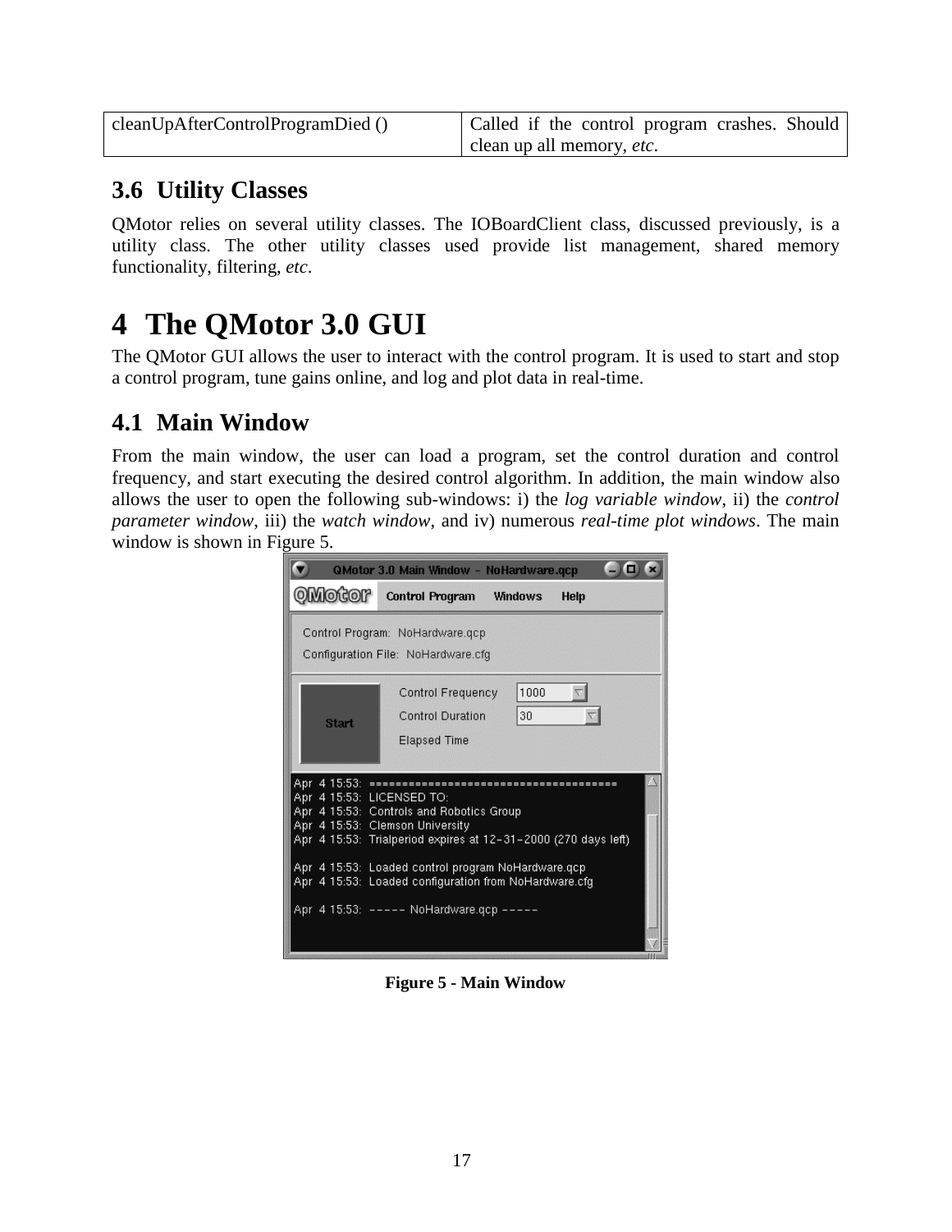| | |
|---|---|
| cleanUpAfterControlProgramDied () | Called if the control program crashes. Should clean up all memory, *etc*. |

## 3.6 Utility Classes

QMotor relies on several utility classes. The IOBoardClient class, discussed previously, is a utility class. The other utility classes used provide list management, shared memory functionality, filtering, *etc*.

# 4 The QMotor 3.0 GUI

The QMotor GUI allows the user to interact with the control program. It is used to start and stop a control program, tune gains online, and log and plot data in real-time.

## 4.1 Main Window

From the main window, the user can load a program, set the control duration and control frequency, and start executing the desired control algorithm. In addition, the main window also allows the user to open the following sub-windows: i) the *log variable window*, ii) the *control parameter window*, iii) the *watch window*, and iv) numerous *real-time plot windows*. The main window is shown in Figure 5.

QMotor 3.0 Main Window – NoHardware.qcp

QMotor
Control Program
Windows
Help

Control Program: NoHardware.qcp
Configuration File: NoHardware.cfg

Start
Control Frequency 1000
Control Duration 30
Elapsed Time

Apr 4 15:53: ======================================
Apr 4 15:53: LICENSED TO:
Apr 4 15:53: Controls and Robotics Group
Apr 4 15:53: Clemson University
Apr 4 15:53: Trialperiod expires at 12-31-2000 (270 days left)
Apr 4 15:53: Loaded control program NoHardware.qcp
Apr 4 15:53: Loaded configuration from NoHardware.cfg
Apr 4 15:53: ----- NoHardware.qcp -----

**Figure 5 - Main Window**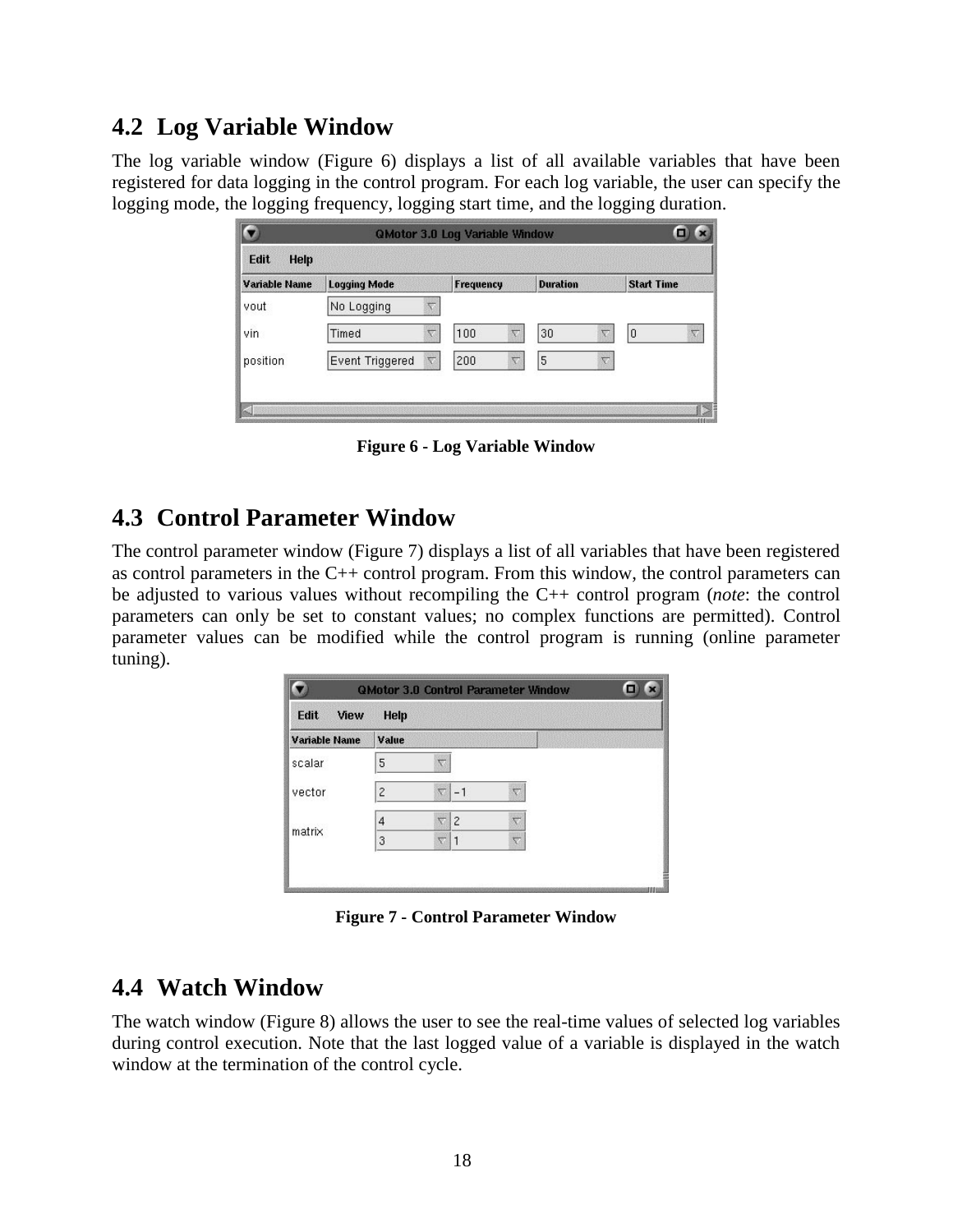## 4.2 Log Variable Window

The log variable window (Figure 6) displays a list of all available variables that have been registered for data logging in the control program. For each log variable, the user can specify the logging mode, the logging frequency, logging start time, and the logging duration.

**Figure 6 - Log Variable Window**

## 4.3 Control Parameter Window

The control parameter window (Figure 7) displays a list of all variables that have been registered as control parameters in the C++ control program. From this window, the control parameters can be adjusted to various values without recompiling the C++ control program (*note*: the control parameters can only be set to constant values; no complex functions are permitted). Control parameter values can be modified while the control program is running (online parameter tuning).

**Figure 7 - Control Parameter Window**

## 4.4 Watch Window

The watch window (Figure 8) allows the user to see the real-time values of selected log variables during control execution. Note that the last logged value of a variable is displayed in the watch window at the termination of the control cycle.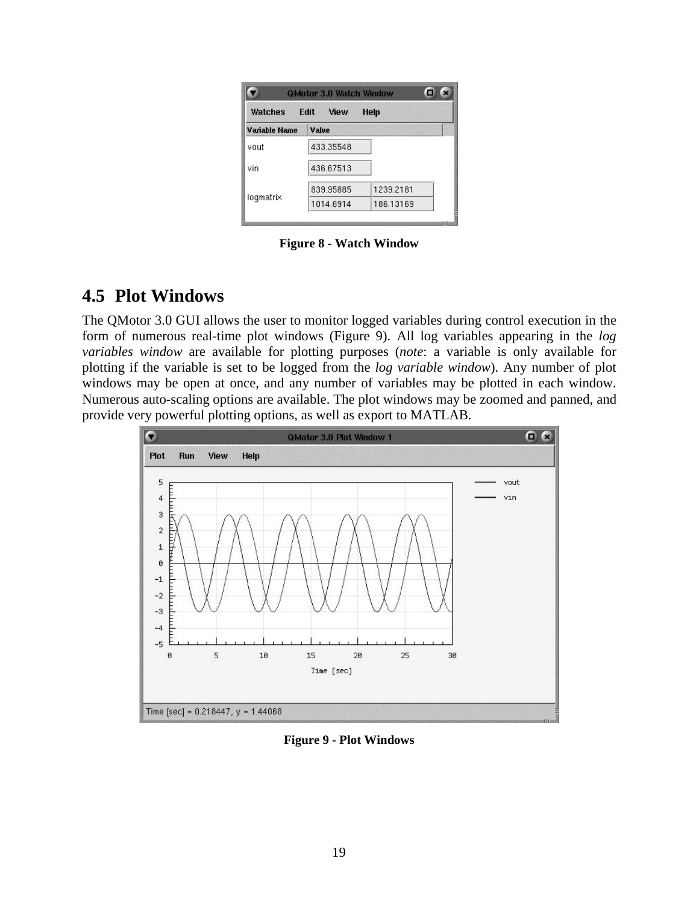QMotor 3.0 Watch Window

Watches Edit View Help

Variable Name Value

vout 433.35548

vin 436.67513

logmatrix 839.95885 1239.2181 1014.6914 186.13169

**Figure 8 - Watch Window**

## 4.5 Plot Windows

The QMotor 3.0 GUI allows the user to monitor logged variables during control execution in the form of numerous real-time plot windows (Figure 9). All log variables appearing in the *log variables window* are available for plotting purposes (*note*: a variable is only available for plotting if the variable is set to be logged from the *log variable window*). Any number of plot windows may be open at once, and any number of variables may be plotted in each window. Numerous auto-scaling options are available. The plot windows may be zoomed and panned, and provide very powerful plotting options, as well as export to MATLAB.

QMotor 3.0 Plot Window 1

Plot Run View Help

5
4
3
2
1
0
-1
-2
-3
-4
-5

0 5 10 15 20 25 30

Time [sec]

vout
vin

Time [sec] = 0.218447, y = 1.44068

**Figure 9 - Plot Windows**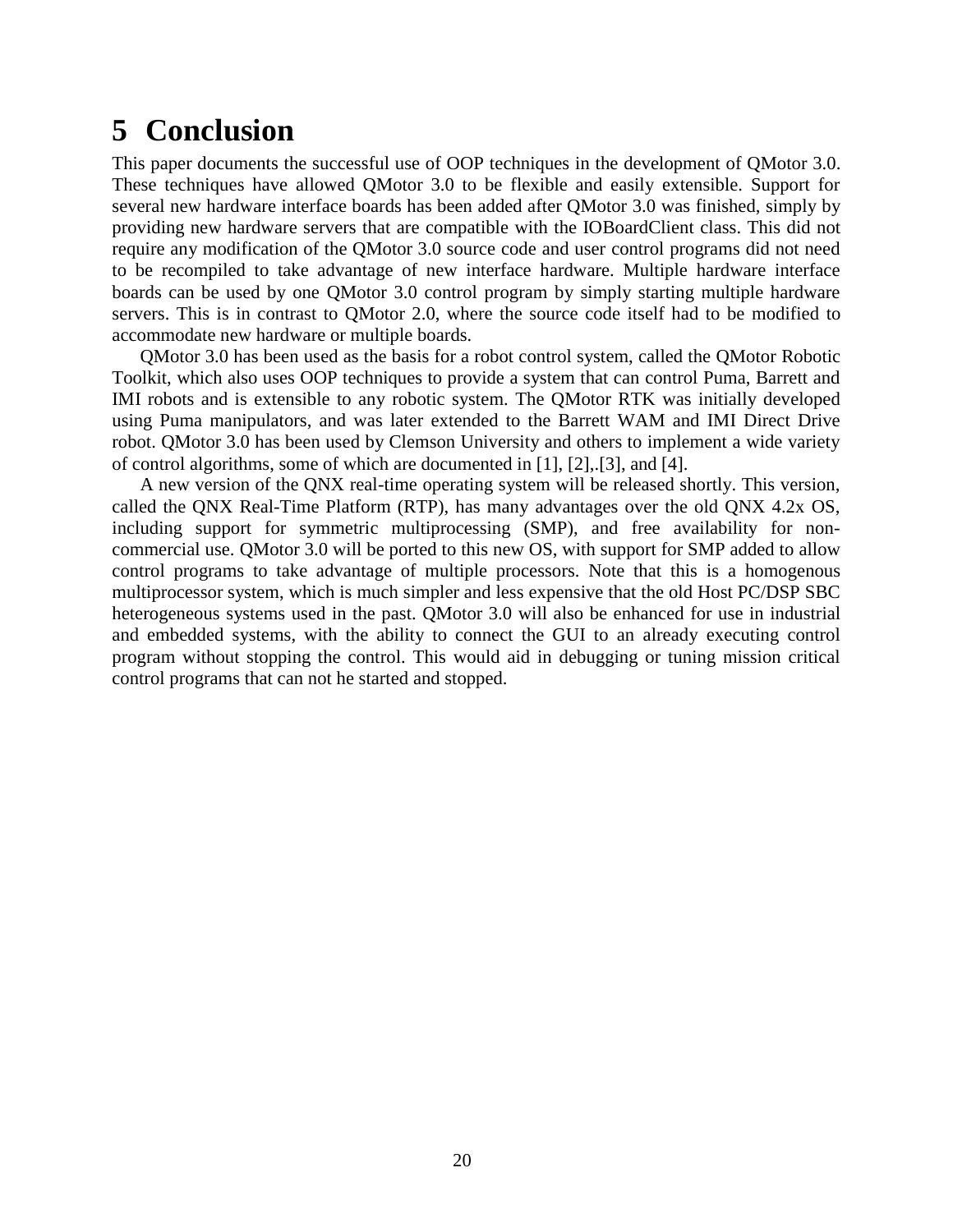# 5 Conclusion

This paper documents the successful use of OOP techniques in the development of QMotor 3.0. These techniques have allowed QMotor 3.0 to be flexible and easily extensible. Support for several new hardware interface boards has been added after QMotor 3.0 was finished, simply by providing new hardware servers that are compatible with the IOBoardClient class. This did not require any modification of the QMotor 3.0 source code and user control programs did not need to be recompiled to take advantage of new interface hardware. Multiple hardware interface boards can be used by one QMotor 3.0 control program by simply starting multiple hardware servers. This is in contrast to QMotor 2.0, where the source code itself had to be modified to accommodate new hardware or multiple boards.

QMotor 3.0 has been used as the basis for a robot control system, called the QMotor Robotic Toolkit, which also uses OOP techniques to provide a system that can control Puma, Barrett and IMI robots and is extensible to any robotic system. The QMotor RTK was initially developed using Puma manipulators, and was later extended to the Barrett WAM and IMI Direct Drive robot. QMotor 3.0 has been used by Clemson University and others to implement a wide variety of control algorithms, some of which are documented in [1], [2],.[3], and [4].

A new version of the QNX real-time operating system will be released shortly. This version, called the QNX Real-Time Platform (RTP), has many advantages over the old QNX 4.2x OS, including support for symmetric multiprocessing (SMP), and free availability for non-commercial use. QMotor 3.0 will be ported to this new OS, with support for SMP added to allow control programs to take advantage of multiple processors. Note that this is a homogenous multiprocessor system, which is much simpler and less expensive that the old Host PC/DSP SBC heterogeneous systems used in the past. QMotor 3.0 will also be enhanced for use in industrial and embedded systems, with the ability to connect the GUI to an already executing control program without stopping the control. This would aid in debugging or tuning mission critical control programs that can not he started and stopped.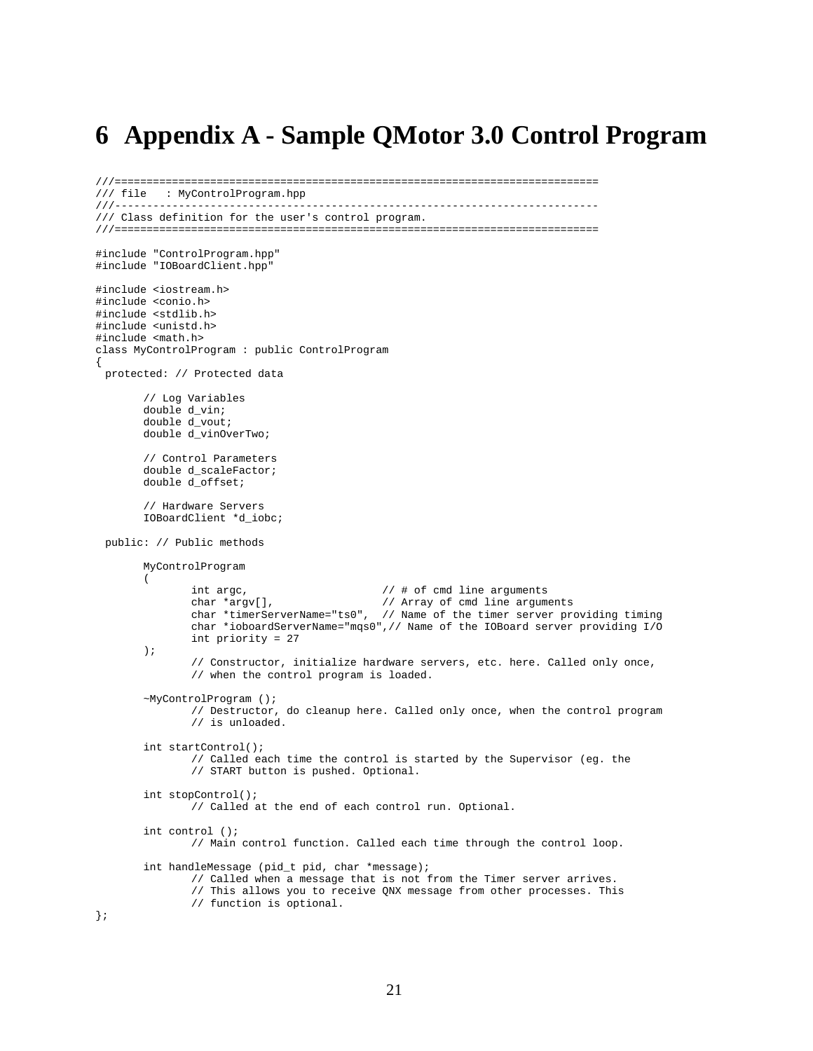# 6 Appendix A - Sample QMotor 3.0 Control Program

```
///==========================================================================
/// file   : MyControlProgram.hpp
///--------------------------------------------------------------------------
/// Class definition for the user's control program.
///==========================================================================

#include "ControlProgram.hpp"
#include "IOBoardClient.hpp"

#include <iostream.h>
#include <conio.h>
#include <stdlib.h>
#include <unistd.h>
#include <math.h>
class MyControlProgram : public ControlProgram
{
  protected: // Protected data

        // Log Variables
        double d_vin;
        double d_vout;
        double d_vinOverTwo;

        // Control Parameters
        double d_scaleFactor;
        double d_offset;

        // Hardware Servers
        IOBoardClient *d_iobc;

  public: // Public methods

        MyControlProgram
        (
                int argc,                       // # of cmd line arguments
                char *argv[],                   // Array of cmd line arguments
                char *timerServerName="ts0",  // Name of the timer server providing timing
                char *ioboardServerName="mqs0",// Name of the IOBoard server providing I/O
                int priority = 27
        );
                // Constructor, initialize hardware servers, etc. here. Called only once,
                // when the control program is loaded.

        ~MyControlProgram ();
                // Destructor, do cleanup here. Called only once, when the control program
                // is unloaded.

        int startControl();
                // Called each time the control is started by the Supervisor (eg. the
                // START button is pushed. Optional.

        int stopControl();
                // Called at the end of each control run. Optional.

        int control ();
                // Main control function. Called each time through the control loop.

        int handleMessage (pid_t pid, char *message);
                // Called when a message that is not from the Timer server arrives.
                // This allows you to receive QNX message from other processes. This
                // function is optional.
};
```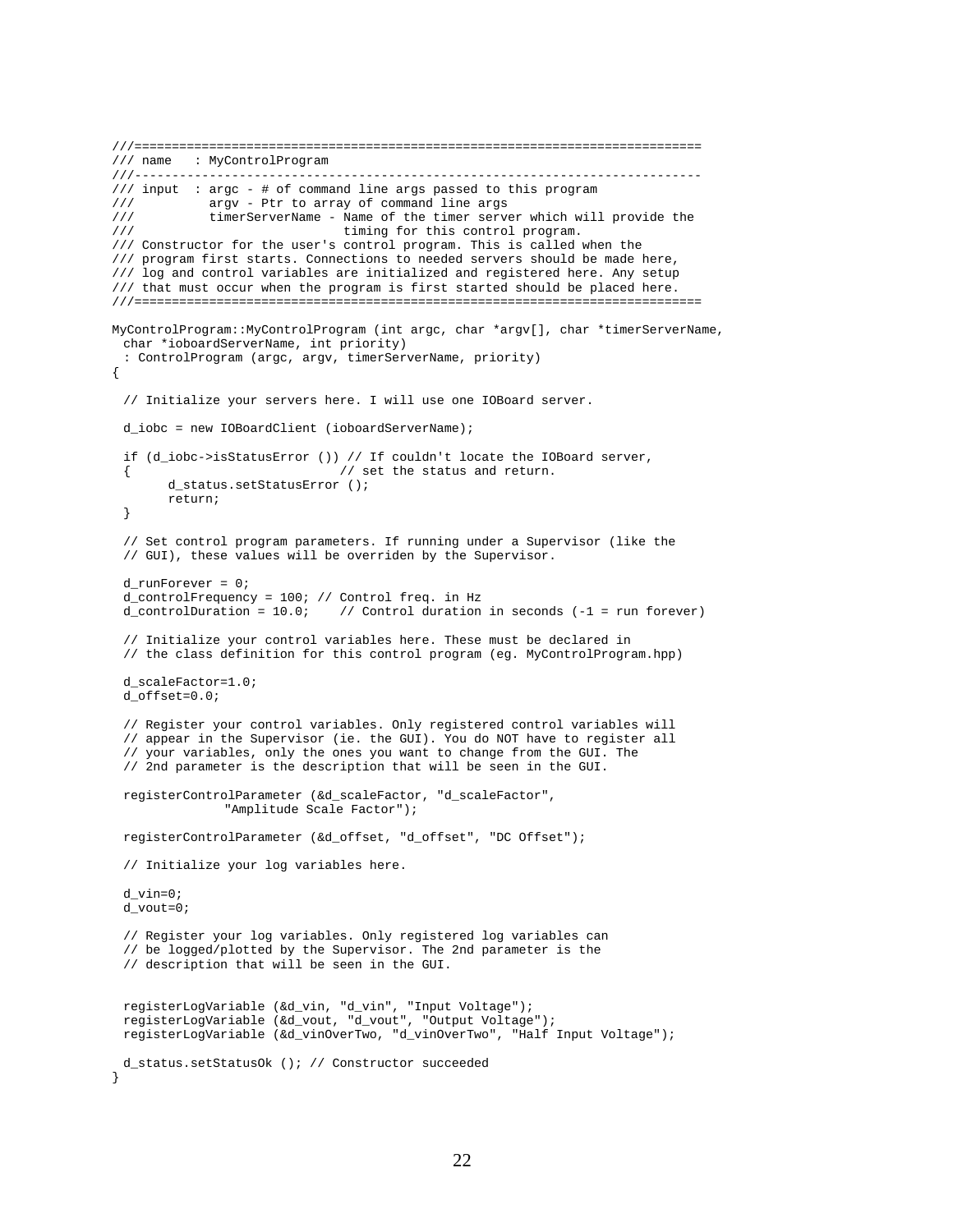```
///===========================================================================
/// name   : MyControlProgram
///---------------------------------------------------------------------------
/// input  : argc - # of command line args passed to this program
///          argv - Ptr to array of command line args
///          timerServerName - Name of the timer server which will provide the
///                            timing for this control program.
/// Constructor for the user's control program. This is called when the
/// program first starts. Connections to needed servers should be made here,
/// log and control variables are initialized and registered here. Any setup
/// that must occur when the program is first started should be placed here.
///===========================================================================

MyControlProgram::MyControlProgram (int argc, char *argv[], char *timerServerName,
  char *ioboardServerName, int priority)
  : ControlProgram (argc, argv, timerServerName, priority)
{

  // Initialize your servers here. I will use one IOBoard server.

  d_iobc = new IOBoardClient (ioboardServerName);

  if (d_iobc->isStatusError ()) // If couldn't locate the IOBoard server,
  {                             // set the status and return.
        d_status.setStatusError ();
        return;
  }

  // Set control program parameters. If running under a Supervisor (like the
  // GUI), these values will be overriden by the Supervisor.

  d_runForever = 0;
  d_controlFrequency = 100; // Control freq. in Hz
  d_controlDuration = 10.0;    // Control duration in seconds (-1 = run forever)

  // Initialize your control variables here. These must be declared in
  // the class definition for this control program (eg. MyControlProgram.hpp)

  d_scaleFactor=1.0;
  d_offset=0.0;

  // Register your control variables. Only registered control variables will
  // appear in the Supervisor (ie. the GUI). You do NOT have to register all
  // your variables, only the ones you want to change from the GUI. The
  // 2nd parameter is the description that will be seen in the GUI.

  registerControlParameter (&d_scaleFactor, "d_scaleFactor",
              "Amplitude Scale Factor");

  registerControlParameter (&d_offset, "d_offset", "DC Offset");

  // Initialize your log variables here.

  d_vin=0;
  d_vout=0;

  // Register your log variables. Only registered log variables can
  // be logged/plotted by the Supervisor. The 2nd parameter is the
  // description that will be seen in the GUI.


  registerLogVariable (&d_vin, "d_vin", "Input Voltage");
  registerLogVariable (&d_vout, "d_vout", "Output Voltage");
  registerLogVariable (&d_vinOverTwo, "d_vinOverTwo", "Half Input Voltage");

  d_status.setStatusOk (); // Constructor succeeded
}
```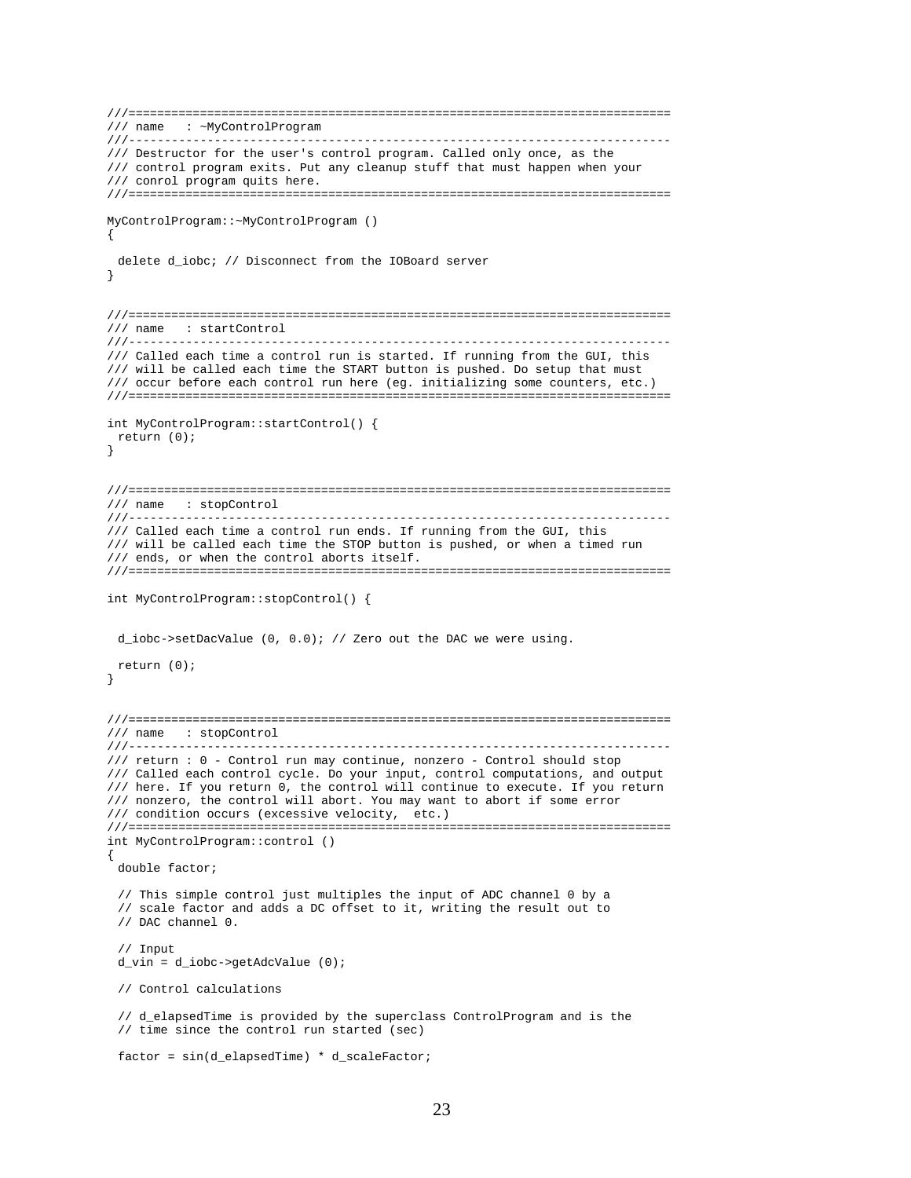```
///==========================================================================
/// name   : ~MyControlProgram
///--------------------------------------------------------------------------
/// Destructor for the user's control program. Called only once, as the
/// control program exits. Put any cleanup stuff that must happen when your
/// conrol program quits here.
///==========================================================================

MyControlProgram::~MyControlProgram ()
{

  delete d_iobc; // Disconnect from the IOBoard server
}


///==========================================================================
/// name   : startControl
///--------------------------------------------------------------------------
/// Called each time a control run is started. If running from the GUI, this
/// will be called each time the START button is pushed. Do setup that must
/// occur before each control run here (eg. initializing some counters, etc.)
///==========================================================================

int MyControlProgram::startControl() {
  return (0);
}


///==========================================================================
/// name   : stopControl
///--------------------------------------------------------------------------
/// Called each time a control run ends. If running from the GUI, this
/// will be called each time the STOP button is pushed, or when a timed run
/// ends, or when the control aborts itself.
///==========================================================================

int MyControlProgram::stopControl() {


  d_iobc->setDacValue (0, 0.0); // Zero out the DAC we were using.

  return (0);
}


///==========================================================================
/// name   : stopControl
///--------------------------------------------------------------------------
/// return : 0 - Control run may continue, nonzero - Control should stop
/// Called each control cycle. Do your input, control computations, and output
/// here. If you return 0, the control will continue to execute. If you return
/// nonzero, the control will abort. You may want to abort if some error
/// condition occurs (excessive velocity,  etc.)
///==========================================================================
int MyControlProgram::control ()
{
  double factor;

  // This simple control just multiples the input of ADC channel 0 by a
  // scale factor and adds a DC offset to it, writing the result out to
  // DAC channel 0.

  // Input
  d_vin = d_iobc->getAdcValue (0);

  // Control calculations

  // d_elapsedTime is provided by the superclass ControlProgram and is the
  // time since the control run started (sec)

  factor = sin(d_elapsedTime) * d_scaleFactor;
```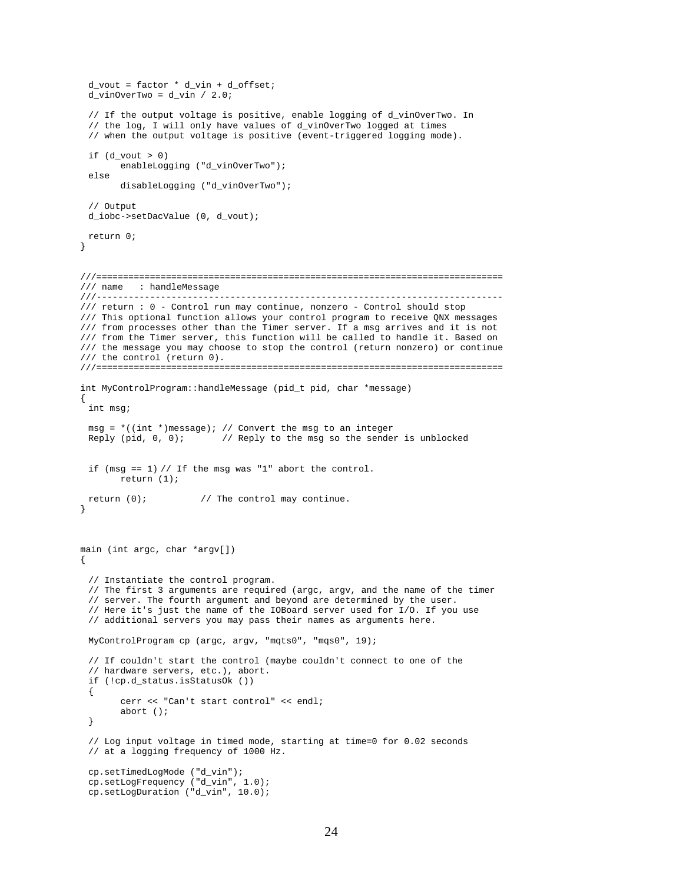```
  d_vout = factor * d_vin + d_offset;
  d_vinOverTwo = d_vin / 2.0;

  // If the output voltage is positive, enable logging of d_vinOverTwo. In
  // the log, I will only have values of d_vinOverTwo logged at times
  // when the output voltage is positive (event-triggered logging mode).

  if (d_vout > 0)
        enableLogging ("d_vinOverTwo");
  else
        disableLogging ("d_vinOverTwo");

  // Output
  d_iobc->setDacValue (0, d_vout);

  return 0;
}


///============================================================================
/// name   : handleMessage
///----------------------------------------------------------------------------
/// return : 0 - Control run may continue, nonzero - Control should stop
/// This optional function allows your control program to receive QNX messages
/// from processes other than the Timer server. If a msg arrives and it is not
/// from the Timer server, this function will be called to handle it. Based on
/// the message you may choose to stop the control (return nonzero) or continue
/// the control (return 0).
///============================================================================

int MyControlProgram::handleMessage (pid_t pid, char *message)
{
  int msg;

  msg = *((int *)message); // Convert the msg to an integer
  Reply (pid, 0, 0);       // Reply to the msg so the sender is unblocked


  if (msg == 1) // If the msg was "1" abort the control.
        return (1);

  return (0);          // The control may continue.
}



main (int argc, char *argv[])
{

  // Instantiate the control program.
  // The first 3 arguments are required (argc, argv, and the name of the timer
  // server. The fourth argument and beyond are determined by the user.
  // Here it's just the name of the IOBoard server used for I/O. If you use
  // additional servers you may pass their names as arguments here.

  MyControlProgram cp (argc, argv, "mqts0", "mqs0", 19);

  // If couldn't start the control (maybe couldn't connect to one of the
  // hardware servers, etc.), abort.
  if (!cp.d_status.isStatusOk ())
  {
        cerr << "Can't start control" << endl;
        abort ();
  }

  // Log input voltage in timed mode, starting at time=0 for 0.02 seconds
  // at a logging frequency of 1000 Hz.

  cp.setTimedLogMode ("d_vin");
  cp.setLogFrequency ("d_vin", 1.0);
  cp.setLogDuration ("d_vin", 10.0);
```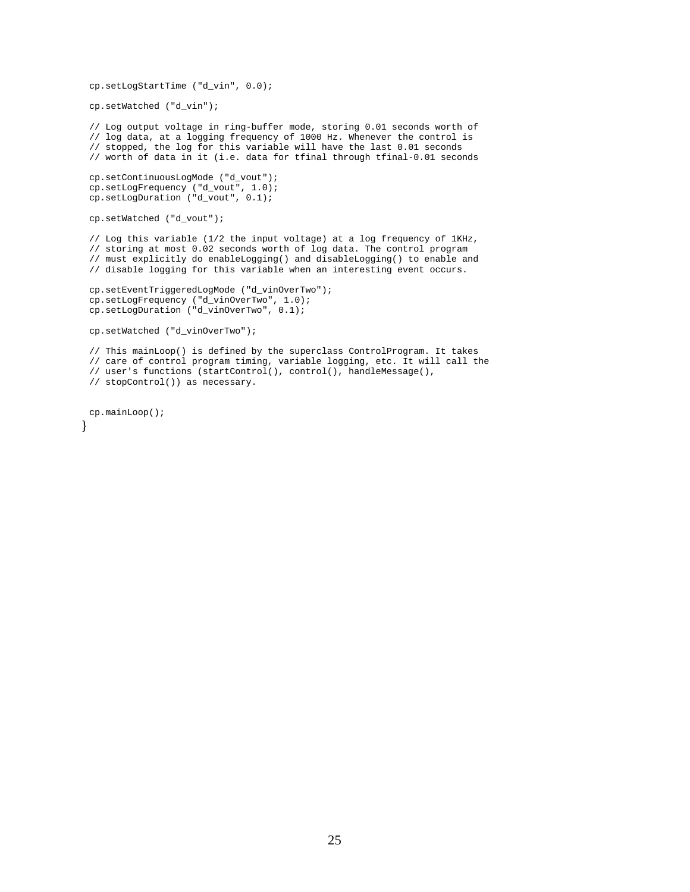```
  cp.setLogStartTime ("d_vin", 0.0);

  cp.setWatched ("d_vin");

  // Log output voltage in ring-buffer mode, storing 0.01 seconds worth of
  // log data, at a logging frequency of 1000 Hz. Whenever the control is
  // stopped, the log for this variable will have the last 0.01 seconds
  // worth of data in it (i.e. data for tfinal through tfinal-0.01 seconds

  cp.setContinuousLogMode ("d_vout");
  cp.setLogFrequency ("d_vout", 1.0);
  cp.setLogDuration ("d_vout", 0.1);

  cp.setWatched ("d_vout");

  // Log this variable (1/2 the input voltage) at a log frequency of 1KHz,
  // storing at most 0.02 seconds worth of log data. The control program
  // must explicitly do enableLogging() and disableLogging() to enable and
  // disable logging for this variable when an interesting event occurs.

  cp.setEventTriggeredLogMode ("d_vinOverTwo");
  cp.setLogFrequency ("d_vinOverTwo", 1.0);
  cp.setLogDuration ("d_vinOverTwo", 0.1);

  cp.setWatched ("d_vinOverTwo");

  // This mainLoop() is defined by the superclass ControlProgram. It takes
  // care of control program timing, variable logging, etc. It will call the
  // user's functions (startControl(), control(), handleMessage(),
  // stopControl()) as necessary.


  cp.mainLoop();
}
```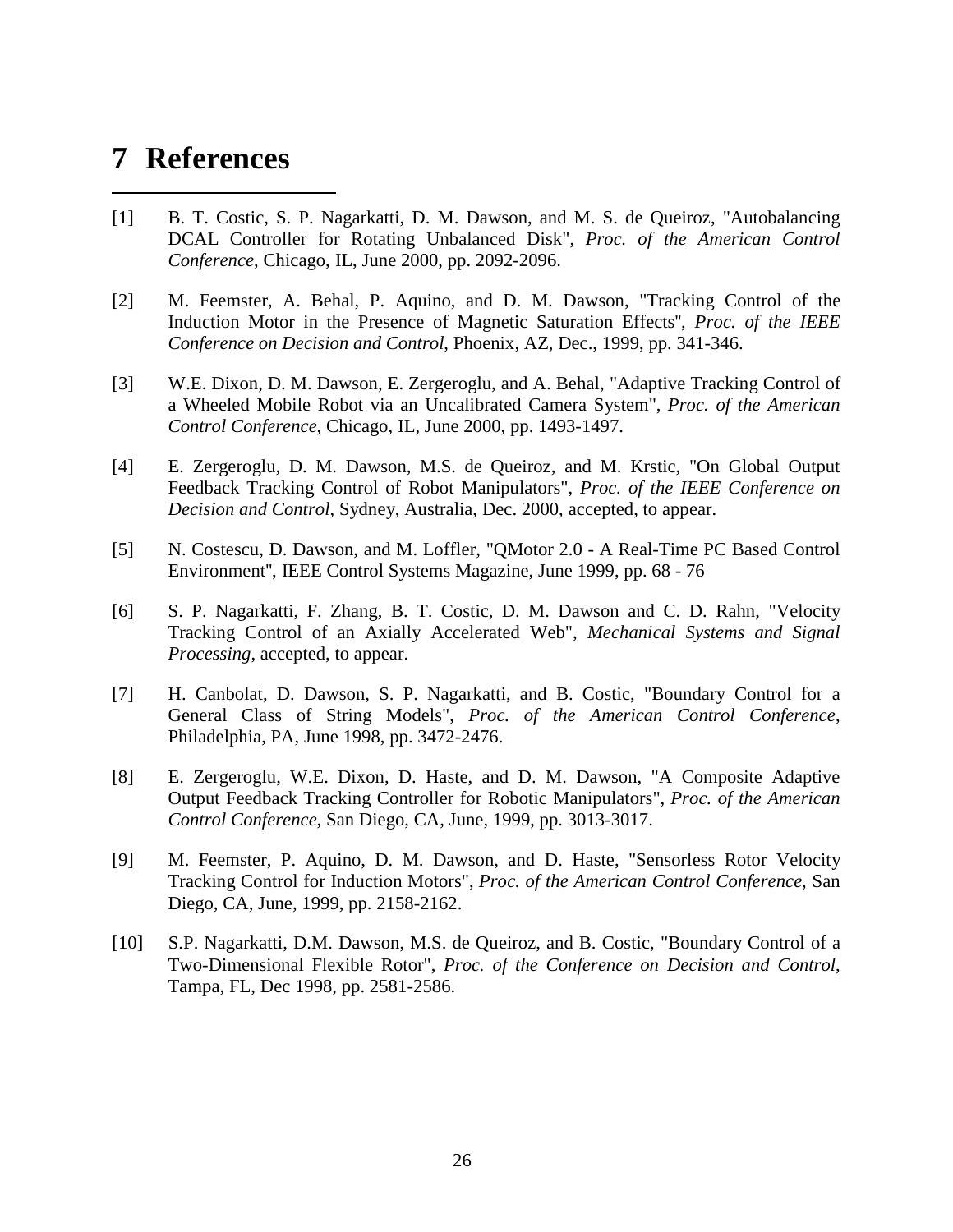# 7 References

[1] B. T. Costic, S. P. Nagarkatti, D. M. Dawson, and M. S. de Queiroz, "Autobalancing DCAL Controller for Rotating Unbalanced Disk", *Proc. of the American Control Conference*, Chicago, IL, June 2000, pp. 2092-2096.

[2] M. Feemster, A. Behal, P. Aquino, and D. M. Dawson, "Tracking Control of the Induction Motor in the Presence of Magnetic Saturation Effects", *Proc. of the IEEE Conference on Decision and Control*, Phoenix, AZ, Dec., 1999, pp. 341-346.

[3] W.E. Dixon, D. M. Dawson, E. Zergeroglu, and A. Behal, "Adaptive Tracking Control of a Wheeled Mobile Robot via an Uncalibrated Camera System", *Proc. of the American Control Conference*, Chicago, IL, June 2000, pp. 1493-1497.

[4] E. Zergeroglu, D. M. Dawson, M.S. de Queiroz, and M. Krstic, "On Global Output Feedback Tracking Control of Robot Manipulators", *Proc. of the IEEE Conference on Decision and Control*, Sydney, Australia, Dec. 2000, accepted, to appear.

[5] N. Costescu, D. Dawson, and M. Loffler, "QMotor 2.0 - A Real-Time PC Based Control Environment", IEEE Control Systems Magazine, June 1999, pp. 68 - 76

[6] S. P. Nagarkatti, F. Zhang, B. T. Costic, D. M. Dawson and C. D. Rahn, "Velocity Tracking Control of an Axially Accelerated Web", *Mechanical Systems and Signal Processing*, accepted, to appear.

[7] H. Canbolat, D. Dawson, S. P. Nagarkatti, and B. Costic, "Boundary Control for a General Class of String Models", *Proc. of the American Control Conference*, Philadelphia, PA, June 1998, pp. 3472-2476.

[8] E. Zergeroglu, W.E. Dixon, D. Haste, and D. M. Dawson, "A Composite Adaptive Output Feedback Tracking Controller for Robotic Manipulators", *Proc. of the American Control Conference*, San Diego, CA, June, 1999, pp. 3013-3017.

[9] M. Feemster, P. Aquino, D. M. Dawson, and D. Haste, "Sensorless Rotor Velocity Tracking Control for Induction Motors", *Proc. of the American Control Conference*, San Diego, CA, June, 1999, pp. 2158-2162.

[10] S.P. Nagarkatti, D.M. Dawson, M.S. de Queiroz, and B. Costic, "Boundary Control of a Two-Dimensional Flexible Rotor", *Proc. of the Conference on Decision and Control*, Tampa, FL, Dec 1998, pp. 2581-2586.